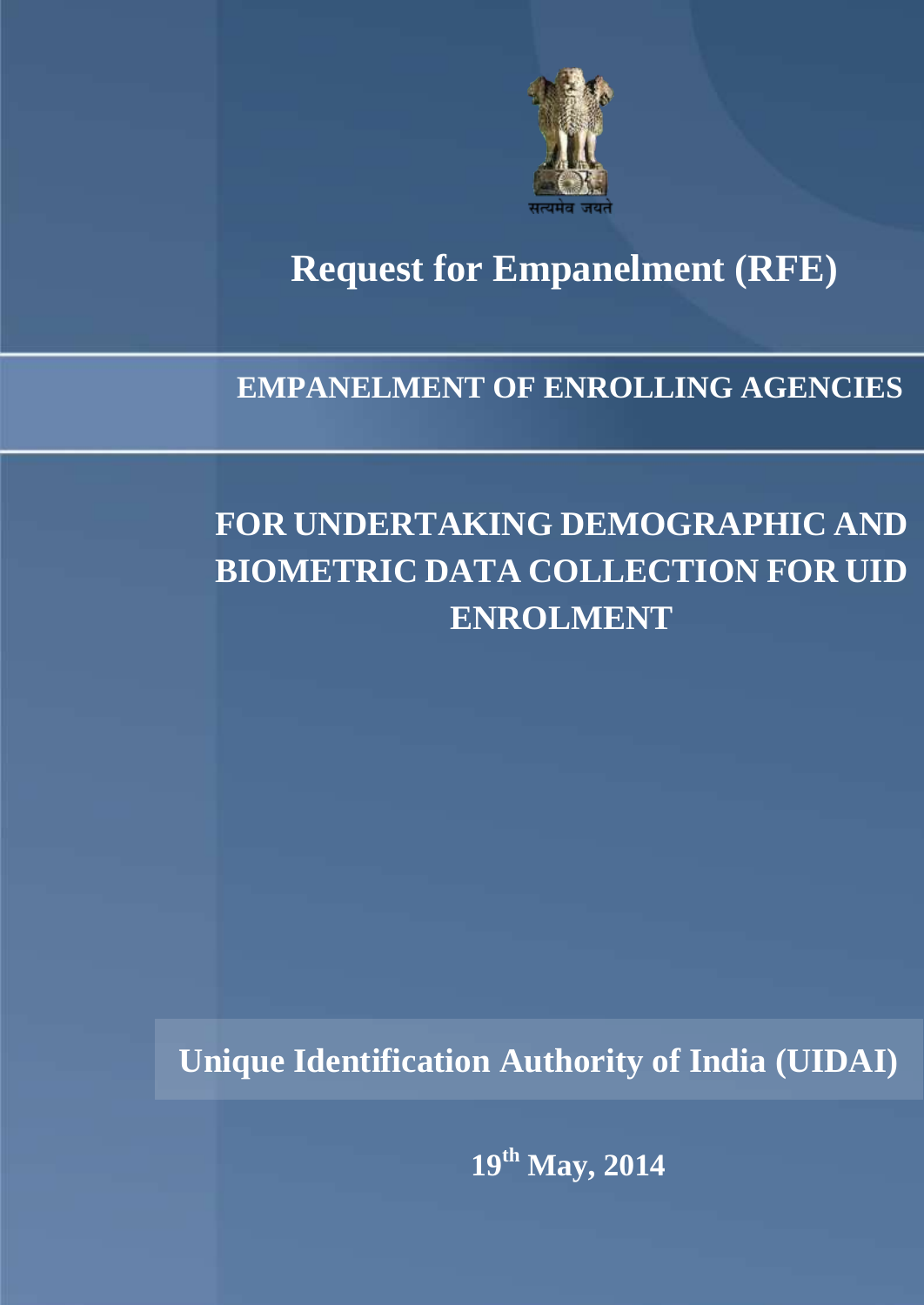सत्यमेव जयते

# Request for Empanelment (RFE)

## EMPANELMENT OF ENROLLING AGENCIES

## FOR UNDERTAKING DEMOGRAPHIC AND BIOMETRIC DATA COLLECTION FOR UID ENROLMENT

**Unique Identification Authority of India (UIDAI)**

**19th May, 2014**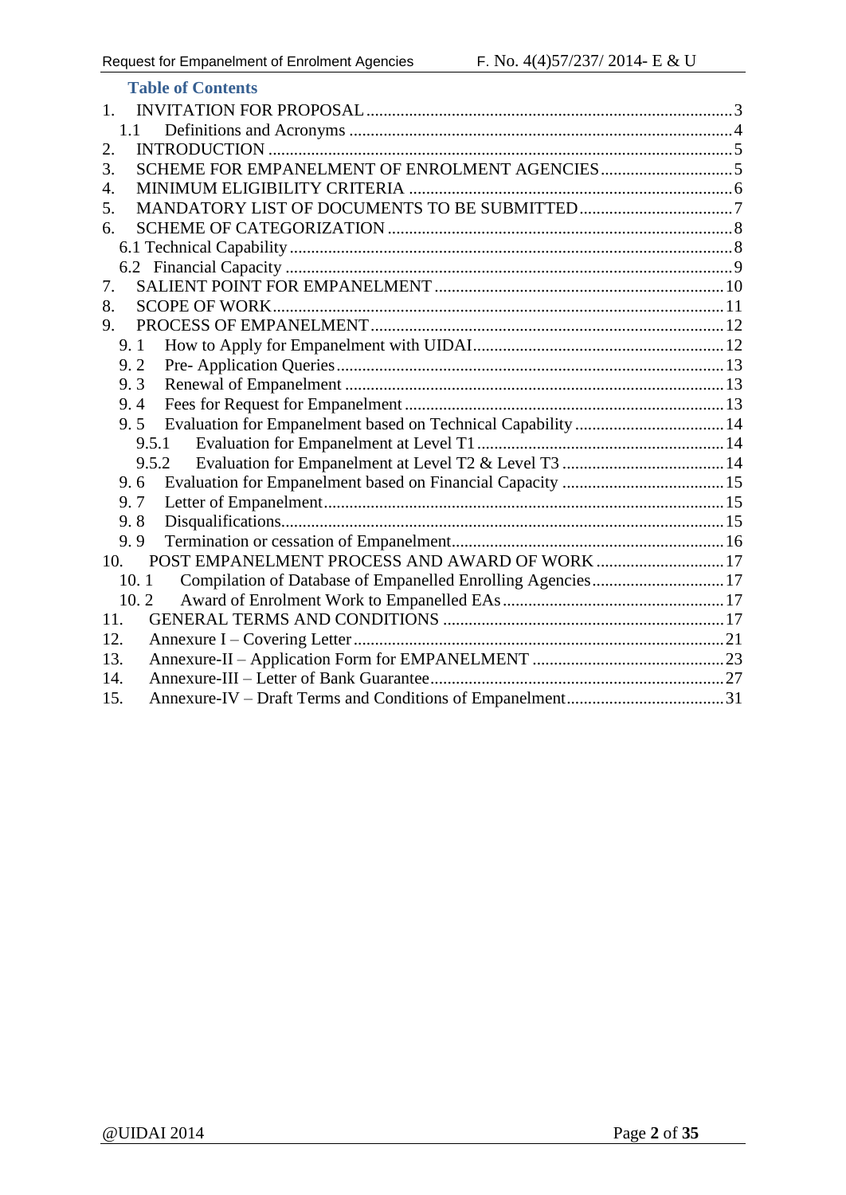## Table of Contents

1. INVITATION FOR PROPOSAL .....3
   - 1.1 Definitions and Acronyms .....4
2. INTRODUCTION .....5
3. SCHEME FOR EMPANELMENT OF ENROLMENT AGENCIES .....5
4. MINIMUM ELIGIBILITY CRITERIA .....6
5. MANDATORY LIST OF DOCUMENTS TO BE SUBMITTED .....7
6. SCHEME OF CATEGORIZATION .....8
   - 6.1 Technical Capability .....8
   - 6.2 Financial Capacity .....9
7. SALIENT POINT FOR EMPANELMENT .....10
8. SCOPE OF WORK .....11
9. PROCESS OF EMPANELMENT .....12
   - 9. 1 How to Apply for Empanelment with UIDAI .....12
   - 9. 2 Pre- Application Queries .....13
   - 9. 3 Renewal of Empanelment .....13
   - 9. 4 Fees for Request for Empanelment .....13
   - 9. 5 Evaluation for Empanelment based on Technical Capability .....14
     - 9.5.1 Evaluation for Empanelment at Level T1 .....14
     - 9.5.2 Evaluation for Empanelment at Level T2 & Level T3 .....14
   - 9. 6 Evaluation for Empanelment based on Financial Capacity .....15
   - 9. 7 Letter of Empanelment .....15
   - 9. 8 Disqualifications .....15
   - 9. 9 Termination or cessation of Empanelment .....16
10. POST EMPANELMENT PROCESS AND AWARD OF WORK .....17
    - 10. 1 Compilation of Database of Empanelled Enrolling Agencies .....17
    - 10. 2 Award of Enrolment Work to Empanelled EAs .....17
11. GENERAL TERMS AND CONDITIONS .....17
12. Annexure I – Covering Letter .....21
13. Annexure-II – Application Form for EMPANELMENT .....23
14. Annexure-III – Letter of Bank Guarantee .....27
15. Annexure-IV – Draft Terms and Conditions of Empanelment .....31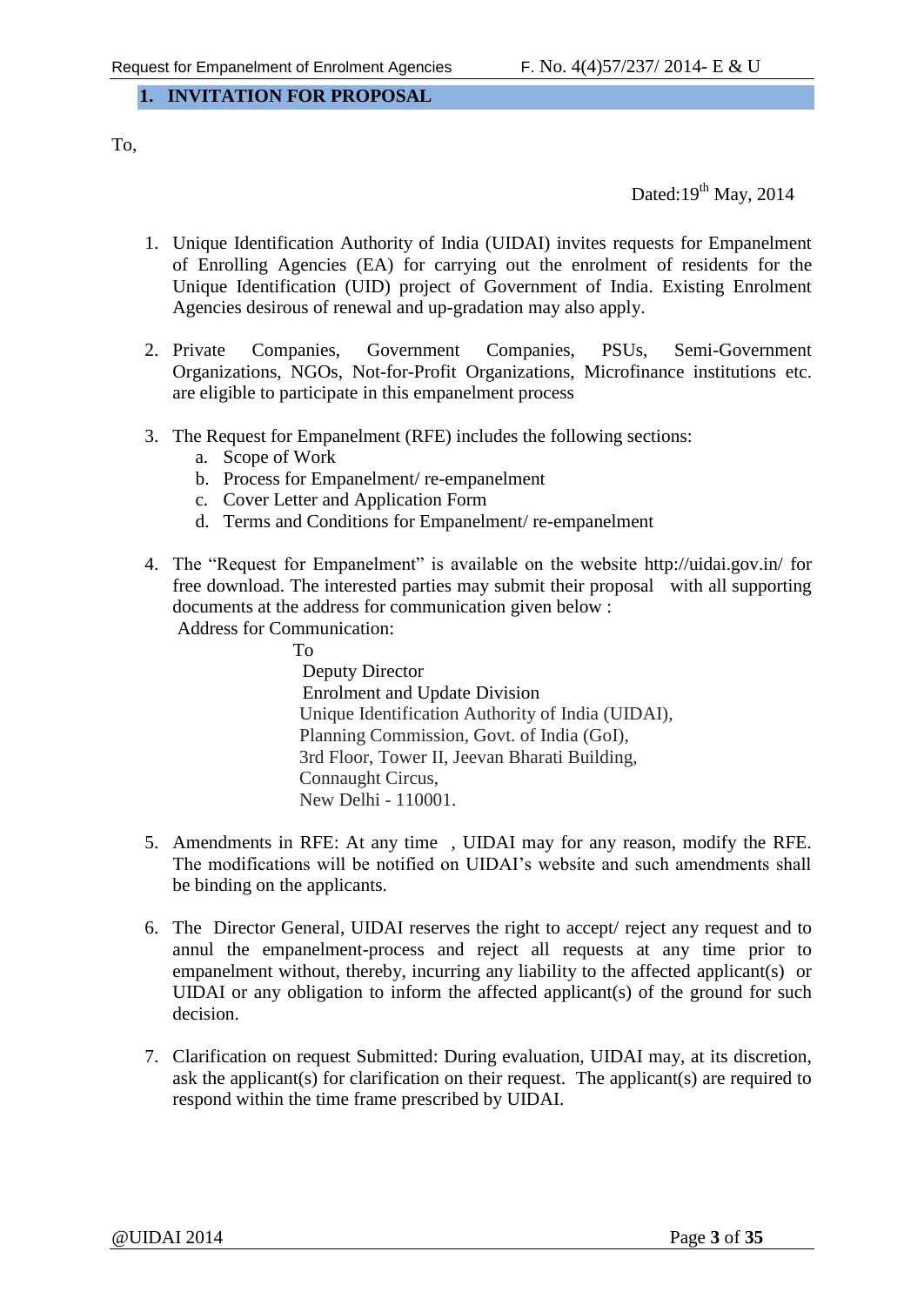## 1. INVITATION FOR PROPOSAL

To,

Dated:19th May, 2014

1. Unique Identification Authority of India (UIDAI) invites requests for Empanelment of Enrolling Agencies (EA) for carrying out the enrolment of residents for the Unique Identification (UID) project of Government of India. Existing Enrolment Agencies desirous of renewal and up-gradation may also apply.

2. Private Companies, Government Companies, PSUs, Semi-Government Organizations, NGOs, Not-for-Profit Organizations, Microfinance institutions etc. are eligible to participate in this empanelment process

3. The Request for Empanelment (RFE) includes the following sections:
   a. Scope of Work
   b. Process for Empanelment/ re-empanelment
   c. Cover Letter and Application Form
   d. Terms and Conditions for Empanelment/ re-empanelment

4. The "Request for Empanelment" is available on the website http://uidai.gov.in/ for free download. The interested parties may submit their proposal with all supporting documents at the address for communication given below :
   Address for Communication:

   To
   Deputy Director
   Enrolment and Update Division
   Unique Identification Authority of India (UIDAI),
   Planning Commission, Govt. of India (GoI),
   3rd Floor, Tower II, Jeevan Bharati Building,
   Connaught Circus,
   New Delhi - 110001.

5. Amendments in RFE: At any time , UIDAI may for any reason, modify the RFE. The modifications will be notified on UIDAI's website and such amendments shall be binding on the applicants.

6. The Director General, UIDAI reserves the right to accept/ reject any request and to annul the empanelment-process and reject all requests at any time prior to empanelment without, thereby, incurring any liability to the affected applicant(s) or UIDAI or any obligation to inform the affected applicant(s) of the ground for such decision.

7. Clarification on request Submitted: During evaluation, UIDAI may, at its discretion, ask the applicant(s) for clarification on their request. The applicant(s) are required to respond within the time frame prescribed by UIDAI.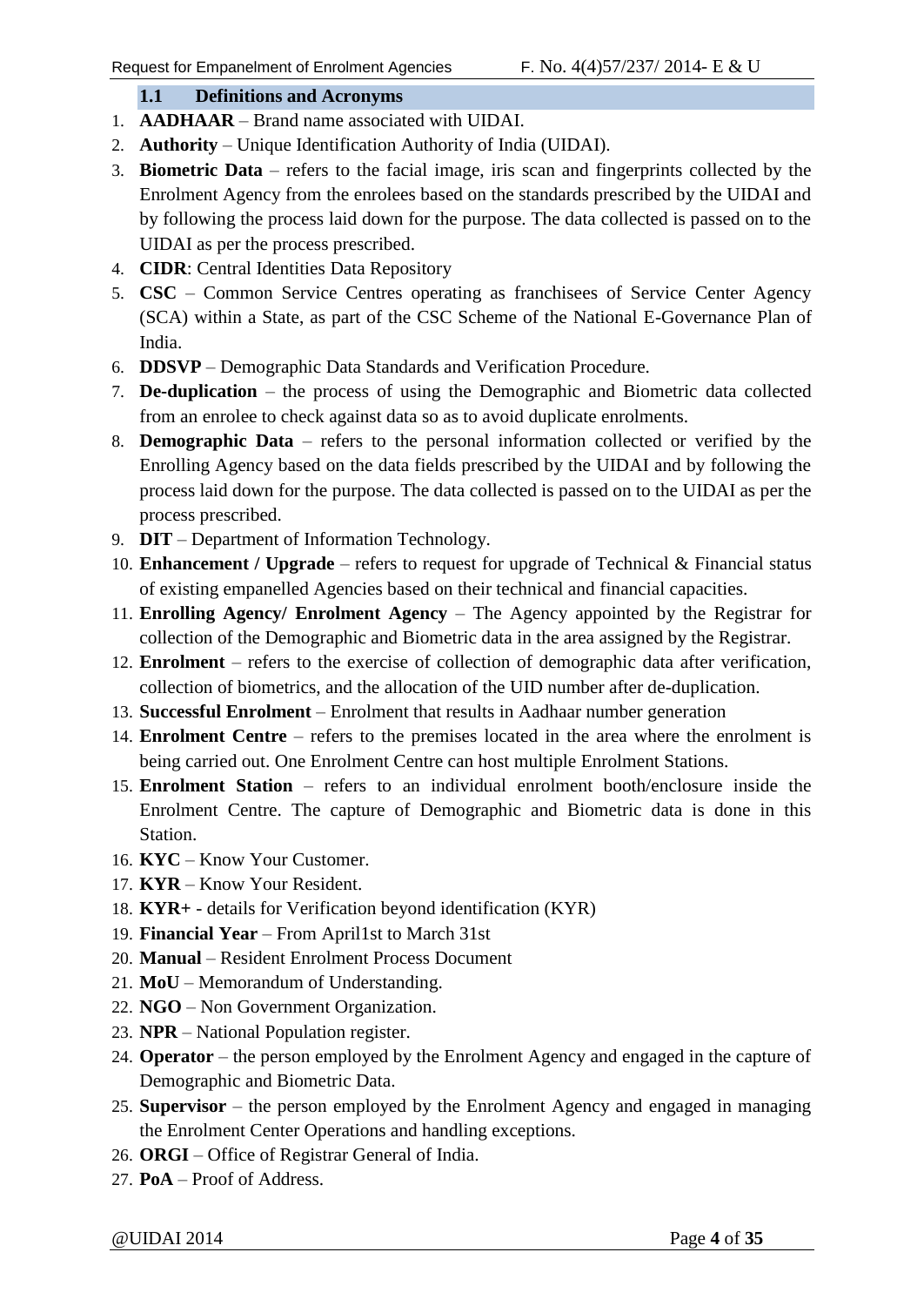### 1.1 Definitions and Acronyms

1. **AADHAAR** – Brand name associated with UIDAI.
2. **Authority** – Unique Identification Authority of India (UIDAI).
3. **Biometric Data** – refers to the facial image, iris scan and fingerprints collected by the Enrolment Agency from the enrolees based on the standards prescribed by the UIDAI and by following the process laid down for the purpose. The data collected is passed on to the UIDAI as per the process prescribed.
4. **CIDR**: Central Identities Data Repository
5. **CSC** – Common Service Centres operating as franchisees of Service Center Agency (SCA) within a State, as part of the CSC Scheme of the National E-Governance Plan of India.
6. **DDSVP** – Demographic Data Standards and Verification Procedure.
7. **De-duplication** – the process of using the Demographic and Biometric data collected from an enrolee to check against data so as to avoid duplicate enrolments.
8. **Demographic Data** – refers to the personal information collected or verified by the Enrolling Agency based on the data fields prescribed by the UIDAI and by following the process laid down for the purpose. The data collected is passed on to the UIDAI as per the process prescribed.
9. **DIT** – Department of Information Technology.
10. **Enhancement / Upgrade** – refers to request for upgrade of Technical & Financial status of existing empanelled Agencies based on their technical and financial capacities.
11. **Enrolling Agency/ Enrolment Agency** – The Agency appointed by the Registrar for collection of the Demographic and Biometric data in the area assigned by the Registrar.
12. **Enrolment** – refers to the exercise of collection of demographic data after verification, collection of biometrics, and the allocation of the UID number after de-duplication.
13. **Successful Enrolment** – Enrolment that results in Aadhaar number generation
14. **Enrolment Centre** – refers to the premises located in the area where the enrolment is being carried out. One Enrolment Centre can host multiple Enrolment Stations.
15. **Enrolment Station** – refers to an individual enrolment booth/enclosure inside the Enrolment Centre. The capture of Demographic and Biometric data is done in this Station.
16. **KYC** – Know Your Customer.
17. **KYR** – Know Your Resident.
18. **KYR+** - details for Verification beyond identification (KYR)
19. **Financial Year** – From April1st to March 31st
20. **Manual** – Resident Enrolment Process Document
21. **MoU** – Memorandum of Understanding.
22. **NGO** – Non Government Organization.
23. **NPR** – National Population register.
24. **Operator** – the person employed by the Enrolment Agency and engaged in the capture of Demographic and Biometric Data.
25. **Supervisor** – the person employed by the Enrolment Agency and engaged in managing the Enrolment Center Operations and handling exceptions.
26. **ORGI** – Office of Registrar General of India.
27. **PoA** – Proof of Address.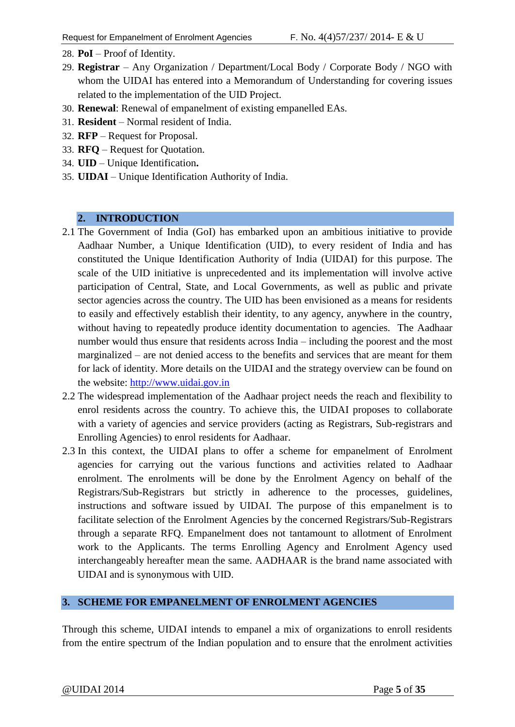28. **PoI** – Proof of Identity.
29. **Registrar** – Any Organization / Department/Local Body / Corporate Body / NGO with whom the UIDAI has entered into a Memorandum of Understanding for covering issues related to the implementation of the UID Project.
30. **Renewal**: Renewal of empanelment of existing empanelled EAs.
31. **Resident** – Normal resident of India.
32. **RFP** – Request for Proposal.
33. **RFQ** – Request for Quotation.
34. **UID** – Unique Identification**.**
35. **UIDAI** – Unique Identification Authority of India.

## 2. INTRODUCTION

2.1 The Government of India (GoI) has embarked upon an ambitious initiative to provide Aadhaar Number, a Unique Identification (UID), to every resident of India and has constituted the Unique Identification Authority of India (UIDAI) for this purpose. The scale of the UID initiative is unprecedented and its implementation will involve active participation of Central, State, and Local Governments, as well as public and private sector agencies across the country. The UID has been envisioned as a means for residents to easily and effectively establish their identity, to any agency, anywhere in the country, without having to repeatedly produce identity documentation to agencies. The Aadhaar number would thus ensure that residents across India – including the poorest and the most marginalized – are not denied access to the benefits and services that are meant for them for lack of identity. More details on the UIDAI and the strategy overview can be found on the website: [http://www.uidai.gov.in](http://www.uidai.gov.in)

2.2 The widespread implementation of the Aadhaar project needs the reach and flexibility to enrol residents across the country. To achieve this, the UIDAI proposes to collaborate with a variety of agencies and service providers (acting as Registrars, Sub-registrars and Enrolling Agencies) to enrol residents for Aadhaar.

2.3 In this context, the UIDAI plans to offer a scheme for empanelment of Enrolment agencies for carrying out the various functions and activities related to Aadhaar enrolment. The enrolments will be done by the Enrolment Agency on behalf of the Registrars/Sub-Registrars but strictly in adherence to the processes, guidelines, instructions and software issued by UIDAI. The purpose of this empanelment is to facilitate selection of the Enrolment Agencies by the concerned Registrars/Sub-Registrars through a separate RFQ. Empanelment does not tantamount to allotment of Enrolment work to the Applicants. The terms Enrolling Agency and Enrolment Agency used interchangeably hereafter mean the same. AADHAAR is the brand name associated with UIDAI and is synonymous with UID.

## 3. SCHEME FOR EMPANELMENT OF ENROLMENT AGENCIES

Through this scheme, UIDAI intends to empanel a mix of organizations to enroll residents from the entire spectrum of the Indian population and to ensure that the enrolment activities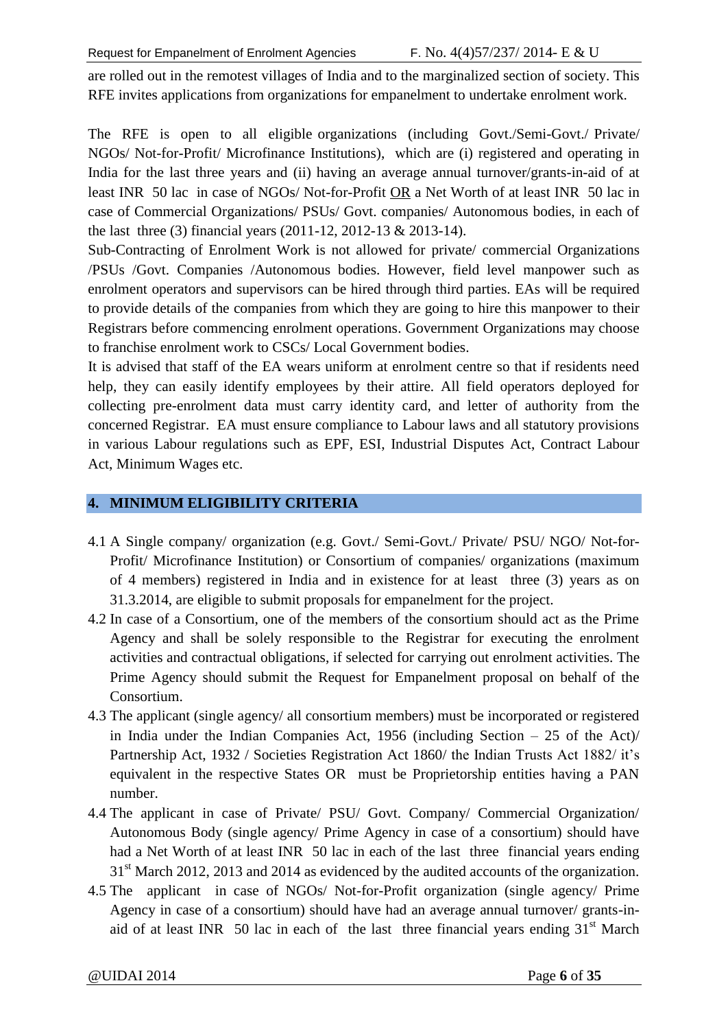are rolled out in the remotest villages of India and to the marginalized section of society. This RFE invites applications from organizations for empanelment to undertake enrolment work.

The RFE is open to all eligible organizations (including Govt./Semi-Govt./ Private/ NGOs/ Not-for-Profit/ Microfinance Institutions), which are (i) registered and operating in India for the last three years and (ii) having an average annual turnover/grants-in-aid of at least INR 50 lac in case of NGOs/ Not-for-Profit OR a Net Worth of at least INR 50 lac in case of Commercial Organizations/ PSUs/ Govt. companies/ Autonomous bodies, in each of the last three (3) financial years (2011-12, 2012-13 & 2013-14).

Sub-Contracting of Enrolment Work is not allowed for private/ commercial Organizations /PSUs /Govt. Companies /Autonomous bodies. However, field level manpower such as enrolment operators and supervisors can be hired through third parties. EAs will be required to provide details of the companies from which they are going to hire this manpower to their Registrars before commencing enrolment operations. Government Organizations may choose to franchise enrolment work to CSCs/ Local Government bodies.

It is advised that staff of the EA wears uniform at enrolment centre so that if residents need help, they can easily identify employees by their attire. All field operators deployed for collecting pre-enrolment data must carry identity card, and letter of authority from the concerned Registrar. EA must ensure compliance to Labour laws and all statutory provisions in various Labour regulations such as EPF, ESI, Industrial Disputes Act, Contract Labour Act, Minimum Wages etc.

## 4. MINIMUM ELIGIBILITY CRITERIA

4.1 A Single company/ organization (e.g. Govt./ Semi-Govt./ Private/ PSU/ NGO/ Not-for-Profit/ Microfinance Institution) or Consortium of companies/ organizations (maximum of 4 members) registered in India and in existence for at least three (3) years as on 31.3.2014, are eligible to submit proposals for empanelment for the project.

4.2 In case of a Consortium, one of the members of the consortium should act as the Prime Agency and shall be solely responsible to the Registrar for executing the enrolment activities and contractual obligations, if selected for carrying out enrolment activities. The Prime Agency should submit the Request for Empanelment proposal on behalf of the Consortium.

4.3 The applicant (single agency/ all consortium members) must be incorporated or registered in India under the Indian Companies Act, 1956 (including Section – 25 of the Act)/ Partnership Act, 1932 / Societies Registration Act 1860/ the Indian Trusts Act 1882/ it's equivalent in the respective States OR must be Proprietorship entities having a PAN number.

4.4 The applicant in case of Private/ PSU/ Govt. Company/ Commercial Organization/ Autonomous Body (single agency/ Prime Agency in case of a consortium) should have had a Net Worth of at least INR 50 lac in each of the last three financial years ending 31st March 2012, 2013 and 2014 as evidenced by the audited accounts of the organization.

4.5 The applicant in case of NGOs/ Not-for-Profit organization (single agency/ Prime Agency in case of a consortium) should have had an average annual turnover/ grants-in-aid of at least INR 50 lac in each of the last three financial years ending 31st March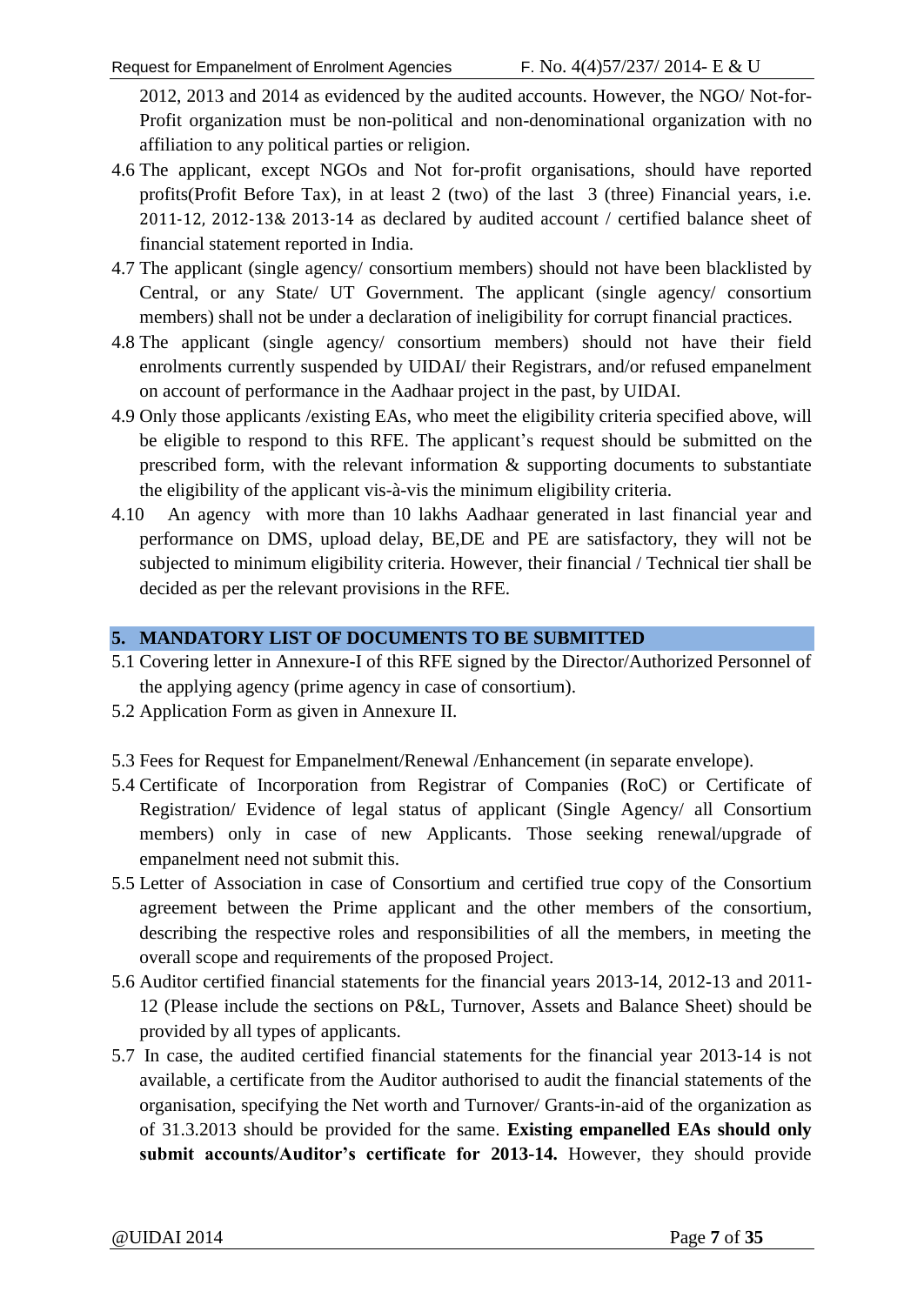2012, 2013 and 2014 as evidenced by the audited accounts. However, the NGO/ Not-for-Profit organization must be non-political and non-denominational organization with no affiliation to any political parties or religion.

4.6 The applicant, except NGOs and Not for-profit organisations, should have reported profits(Profit Before Tax), in at least 2 (two) of the last 3 (three) Financial years, i.e. 2011-12, 2012-13& 2013-14 as declared by audited account / certified balance sheet of financial statement reported in India.

4.7 The applicant (single agency/ consortium members) should not have been blacklisted by Central, or any State/ UT Government. The applicant (single agency/ consortium members) shall not be under a declaration of ineligibility for corrupt financial practices.

4.8 The applicant (single agency/ consortium members) should not have their field enrolments currently suspended by UIDAI/ their Registrars, and/or refused empanelment on account of performance in the Aadhaar project in the past, by UIDAI.

4.9 Only those applicants /existing EAs, who meet the eligibility criteria specified above, will be eligible to respond to this RFE. The applicant's request should be submitted on the prescribed form, with the relevant information & supporting documents to substantiate the eligibility of the applicant vis-à-vis the minimum eligibility criteria.

4.10 An agency with more than 10 lakhs Aadhaar generated in last financial year and performance on DMS, upload delay, BE,DE and PE are satisfactory, they will not be subjected to minimum eligibility criteria. However, their financial / Technical tier shall be decided as per the relevant provisions in the RFE.

## 5. MANDATORY LIST OF DOCUMENTS TO BE SUBMITTED

5.1 Covering letter in Annexure-I of this RFE signed by the Director/Authorized Personnel of the applying agency (prime agency in case of consortium).

5.2 Application Form as given in Annexure II.

5.3 Fees for Request for Empanelment/Renewal /Enhancement (in separate envelope).

5.4 Certificate of Incorporation from Registrar of Companies (RoC) or Certificate of Registration/ Evidence of legal status of applicant (Single Agency/ all Consortium members) only in case of new Applicants. Those seeking renewal/upgrade of empanelment need not submit this.

5.5 Letter of Association in case of Consortium and certified true copy of the Consortium agreement between the Prime applicant and the other members of the consortium, describing the respective roles and responsibilities of all the members, in meeting the overall scope and requirements of the proposed Project.

5.6 Auditor certified financial statements for the financial years 2013-14, 2012-13 and 2011-12 (Please include the sections on P&L, Turnover, Assets and Balance Sheet) should be provided by all types of applicants.

5.7 In case, the audited certified financial statements for the financial year 2013-14 is not available, a certificate from the Auditor authorised to audit the financial statements of the organisation, specifying the Net worth and Turnover/ Grants-in-aid of the organization as of 31.3.2013 should be provided for the same. **Existing empanelled EAs should only submit accounts/Auditor's certificate for 2013-14.** However, they should provide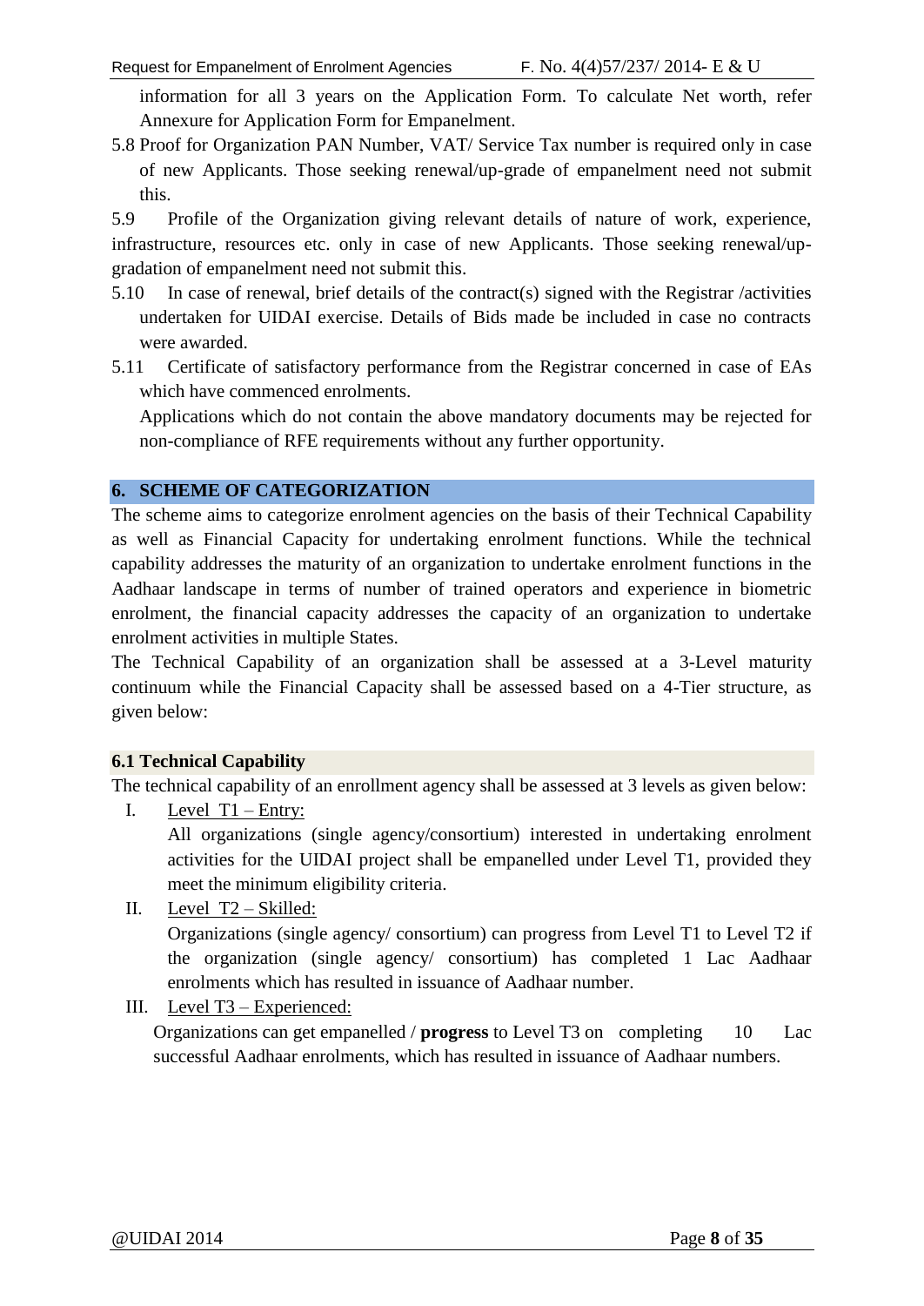information for all 3 years on the Application Form. To calculate Net worth, refer Annexure for Application Form for Empanelment.

5.8 Proof for Organization PAN Number, VAT/ Service Tax number is required only in case of new Applicants. Those seeking renewal/up-grade of empanelment need not submit this.

5.9 Profile of the Organization giving relevant details of nature of work, experience, infrastructure, resources etc. only in case of new Applicants. Those seeking renewal/up-gradation of empanelment need not submit this.

5.10 In case of renewal, brief details of the contract(s) signed with the Registrar /activities undertaken for UIDAI exercise. Details of Bids made be included in case no contracts were awarded.

5.11 Certificate of satisfactory performance from the Registrar concerned in case of EAs which have commenced enrolments.

Applications which do not contain the above mandatory documents may be rejected for non-compliance of RFE requirements without any further opportunity.

## 6. SCHEME OF CATEGORIZATION

The scheme aims to categorize enrolment agencies on the basis of their Technical Capability as well as Financial Capacity for undertaking enrolment functions. While the technical capability addresses the maturity of an organization to undertake enrolment functions in the Aadhaar landscape in terms of number of trained operators and experience in biometric enrolment, the financial capacity addresses the capacity of an organization to undertake enrolment activities in multiple States.

The Technical Capability of an organization shall be assessed at a 3-Level maturity continuum while the Financial Capacity shall be assessed based on a 4-Tier structure, as given below:

### 6.1 Technical Capability

The technical capability of an enrollment agency shall be assessed at 3 levels as given below:

I. Level T1 – Entry:

All organizations (single agency/consortium) interested in undertaking enrolment activities for the UIDAI project shall be empanelled under Level T1, provided they meet the minimum eligibility criteria.

II. Level T2 – Skilled:

Organizations (single agency/ consortium) can progress from Level T1 to Level T2 if the organization (single agency/ consortium) has completed 1 Lac Aadhaar enrolments which has resulted in issuance of Aadhaar number.

III. Level T3 – Experienced:

Organizations can get empanelled / **progress** to Level T3 on completing 10 Lac successful Aadhaar enrolments, which has resulted in issuance of Aadhaar numbers.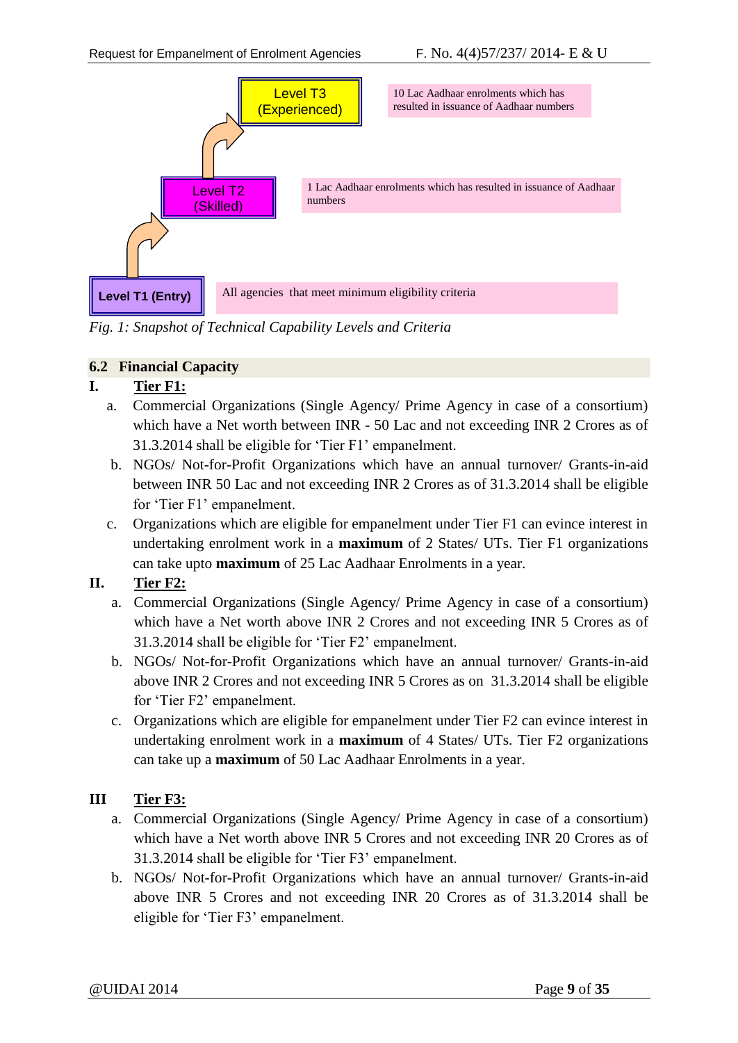Level T3 (Experienced) — 10 Lac Aadhaar enrolments which has resulted in issuance of Aadhaar numbers

Level T2 (Skilled) — 1 Lac Aadhaar enrolments which has resulted in issuance of Aadhaar numbers

Level T1 (Entry) — All agencies that meet minimum eligibility criteria

*Fig. 1: Snapshot of Technical Capability Levels and Criteria*

## 6.2 Financial Capacity

**I. Tier F1:**

a. Commercial Organizations (Single Agency/ Prime Agency in case of a consortium) which have a Net worth between INR - 50 Lac and not exceeding INR 2 Crores as of 31.3.2014 shall be eligible for 'Tier F1' empanelment.

b. NGOs/ Not-for-Profit Organizations which have an annual turnover/ Grants-in-aid between INR 50 Lac and not exceeding INR 2 Crores as of 31.3.2014 shall be eligible for 'Tier F1' empanelment.

c. Organizations which are eligible for empanelment under Tier F1 can evince interest in undertaking enrolment work in a **maximum** of 2 States/ UTs. Tier F1 organizations can take upto **maximum** of 25 Lac Aadhaar Enrolments in a year.

**II. Tier F2:**

a. Commercial Organizations (Single Agency/ Prime Agency in case of a consortium) which have a Net worth above INR 2 Crores and not exceeding INR 5 Crores as of 31.3.2014 shall be eligible for 'Tier F2' empanelment.

b. NGOs/ Not-for-Profit Organizations which have an annual turnover/ Grants-in-aid above INR 2 Crores and not exceeding INR 5 Crores as on 31.3.2014 shall be eligible for 'Tier F2' empanelment.

c. Organizations which are eligible for empanelment under Tier F2 can evince interest in undertaking enrolment work in a **maximum** of 4 States/ UTs. Tier F2 organizations can take up a **maximum** of 50 Lac Aadhaar Enrolments in a year.

**III Tier F3:**

a. Commercial Organizations (Single Agency/ Prime Agency in case of a consortium) which have a Net worth above INR 5 Crores and not exceeding INR 20 Crores as of 31.3.2014 shall be eligible for 'Tier F3' empanelment.

b. NGOs/ Not-for-Profit Organizations which have an annual turnover/ Grants-in-aid above INR 5 Crores and not exceeding INR 20 Crores as of 31.3.2014 shall be eligible for 'Tier F3' empanelment.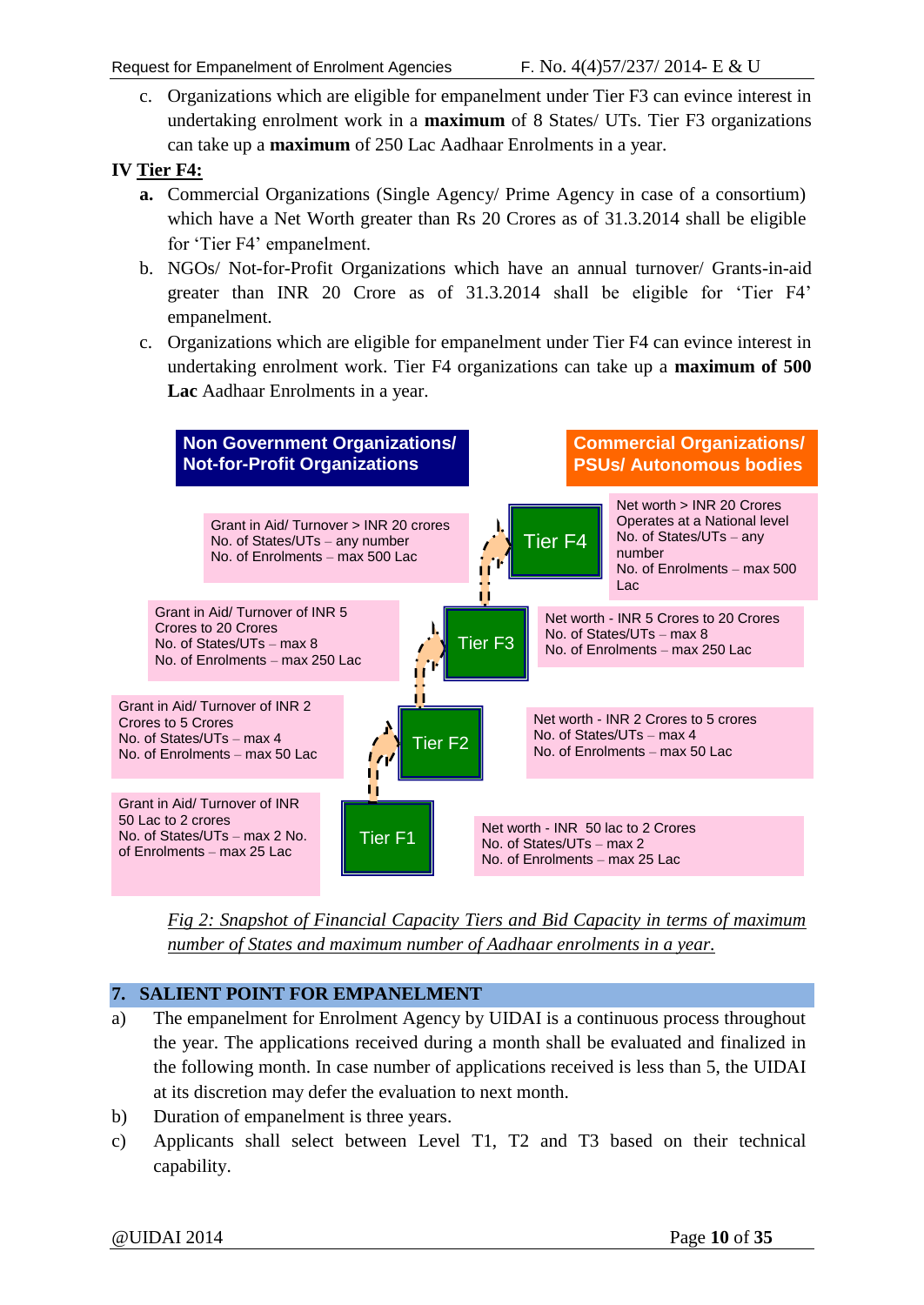c. Organizations which are eligible for empanelment under Tier F3 can evince interest in undertaking enrolment work in a **maximum** of 8 States/ UTs. Tier F3 organizations can take up a **maximum** of 250 Lac Aadhaar Enrolments in a year.

**IV Tier F4:**

**a.** Commercial Organizations (Single Agency/ Prime Agency in case of a consortium) which have a Net Worth greater than Rs 20 Crores as of 31.3.2014 shall be eligible for 'Tier F4' empanelment.

b. NGOs/ Not-for-Profit Organizations which have an annual turnover/ Grants-in-aid greater than INR 20 Crore as of 31.3.2014 shall be eligible for 'Tier F4' empanelment.

c. Organizations which are eligible for empanelment under Tier F4 can evince interest in undertaking enrolment work. Tier F4 organizations can take up a **maximum of 500 Lac** Aadhaar Enrolments in a year.

| Non Government Organizations/ Not-for-Profit Organizations | Tier | Commercial Organizations/ PSUs/ Autonomous bodies |
|---|---|---|
| Grant in Aid/ Turnover > INR 20 crores<br>No. of States/UTs – any number<br>No. of Enrolments – max 500 Lac | Tier F4 | Net worth > INR 20 Crores<br>Operates at a National level<br>No. of States/UTs – any number<br>No. of Enrolments – max 500 Lac |
| Grant in Aid/ Turnover of INR 5 Crores to 20 Crores<br>No. of States/UTs – max 8<br>No. of Enrolments – max 250 Lac | Tier F3 | Net worth - INR 5 Crores to 20 Crores<br>No. of States/UTs – max 8<br>No. of Enrolments – max 250 Lac |
| Grant in Aid/ Turnover of INR 2 Crores to 5 Crores<br>No. of States/UTs – max 4<br>No. of Enrolments – max 50 Lac | Tier F2 | Net worth - INR 2 Crores to 5 crores<br>No. of States/UTs – max 4<br>No. of Enrolments – max 50 Lac |
| Grant in Aid/ Turnover of INR 50 Lac to 2 crores<br>No. of States/UTs – max 2 No. of Enrolments – max 25 Lac | Tier F1 | Net worth - INR 50 lac to 2 Crores<br>No. of States/UTs – max 2<br>No. of Enrolments – max 25 Lac |

*Fig 2: Snapshot of Financial Capacity Tiers and Bid Capacity in terms of maximum number of States and maximum number of Aadhaar enrolments in a year.*

## 7. SALIENT POINT FOR EMPANELMENT

a) The empanelment for Enrolment Agency by UIDAI is a continuous process throughout the year. The applications received during a month shall be evaluated and finalized in the following month. In case number of applications received is less than 5, the UIDAI at its discretion may defer the evaluation to next month.

b) Duration of empanelment is three years.

c) Applicants shall select between Level T1, T2 and T3 based on their technical capability.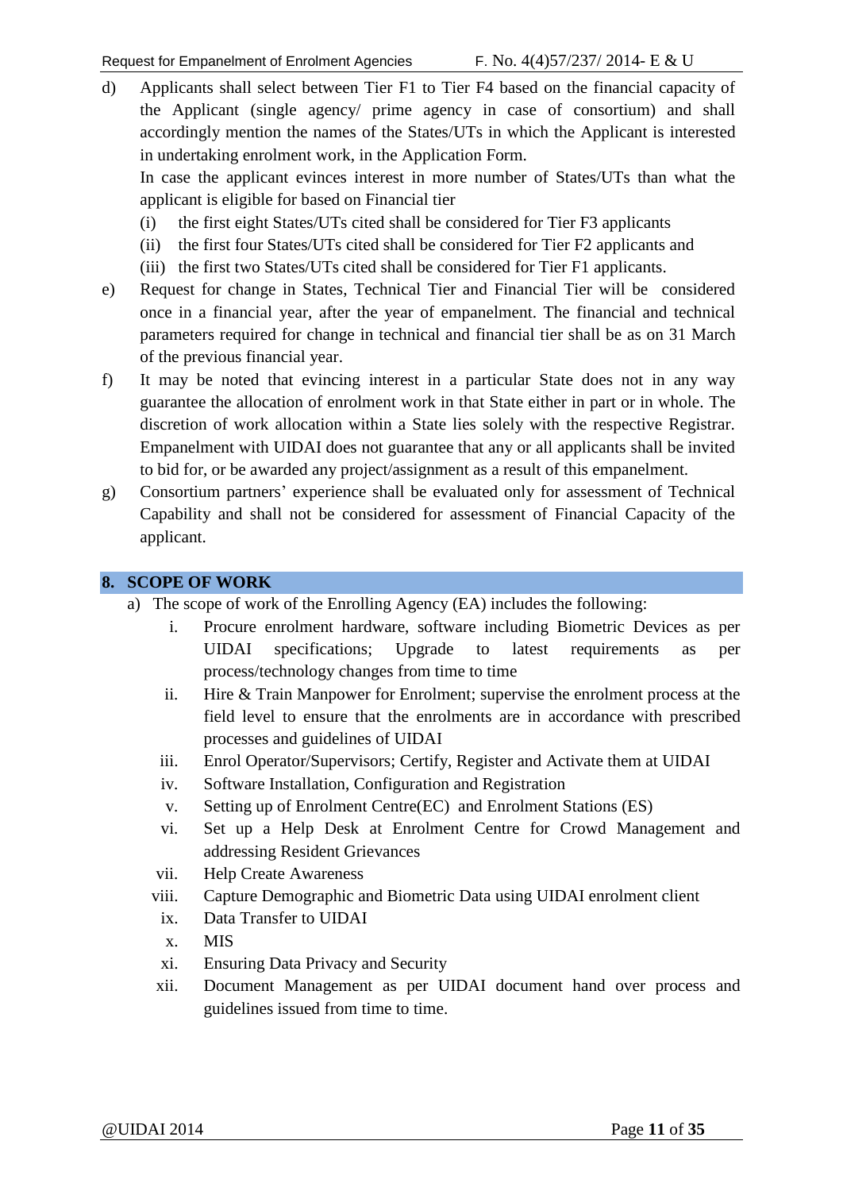d) Applicants shall select between Tier F1 to Tier F4 based on the financial capacity of the Applicant (single agency/ prime agency in case of consortium) and shall accordingly mention the names of the States/UTs in which the Applicant is interested in undertaking enrolment work, in the Application Form.

   In case the applicant evinces interest in more number of States/UTs than what the applicant is eligible for based on Financial tier

   (i) the first eight States/UTs cited shall be considered for Tier F3 applicants
   (ii) the first four States/UTs cited shall be considered for Tier F2 applicants and
   (iii) the first two States/UTs cited shall be considered for Tier F1 applicants.

e) Request for change in States, Technical Tier and Financial Tier will be considered once in a financial year, after the year of empanelment. The financial and technical parameters required for change in technical and financial tier shall be as on 31 March of the previous financial year.

f) It may be noted that evincing interest in a particular State does not in any way guarantee the allocation of enrolment work in that State either in part or in whole. The discretion of work allocation within a State lies solely with the respective Registrar. Empanelment with UIDAI does not guarantee that any or all applicants shall be invited to bid for, or be awarded any project/assignment as a result of this empanelment.

g) Consortium partners' experience shall be evaluated only for assessment of Technical Capability and shall not be considered for assessment of Financial Capacity of the applicant.

## 8. SCOPE OF WORK

a) The scope of work of the Enrolling Agency (EA) includes the following:

   i. Procure enrolment hardware, software including Biometric Devices as per UIDAI specifications; Upgrade to latest requirements as per process/technology changes from time to time
   ii. Hire & Train Manpower for Enrolment; supervise the enrolment process at the field level to ensure that the enrolments are in accordance with prescribed processes and guidelines of UIDAI
   iii. Enrol Operator/Supervisors; Certify, Register and Activate them at UIDAI
   iv. Software Installation, Configuration and Registration
   v. Setting up of Enrolment Centre(EC) and Enrolment Stations (ES)
   vi. Set up a Help Desk at Enrolment Centre for Crowd Management and addressing Resident Grievances
   vii. Help Create Awareness
   viii. Capture Demographic and Biometric Data using UIDAI enrolment client
   ix. Data Transfer to UIDAI
   x. MIS
   xi. Ensuring Data Privacy and Security
   xii. Document Management as per UIDAI document hand over process and guidelines issued from time to time.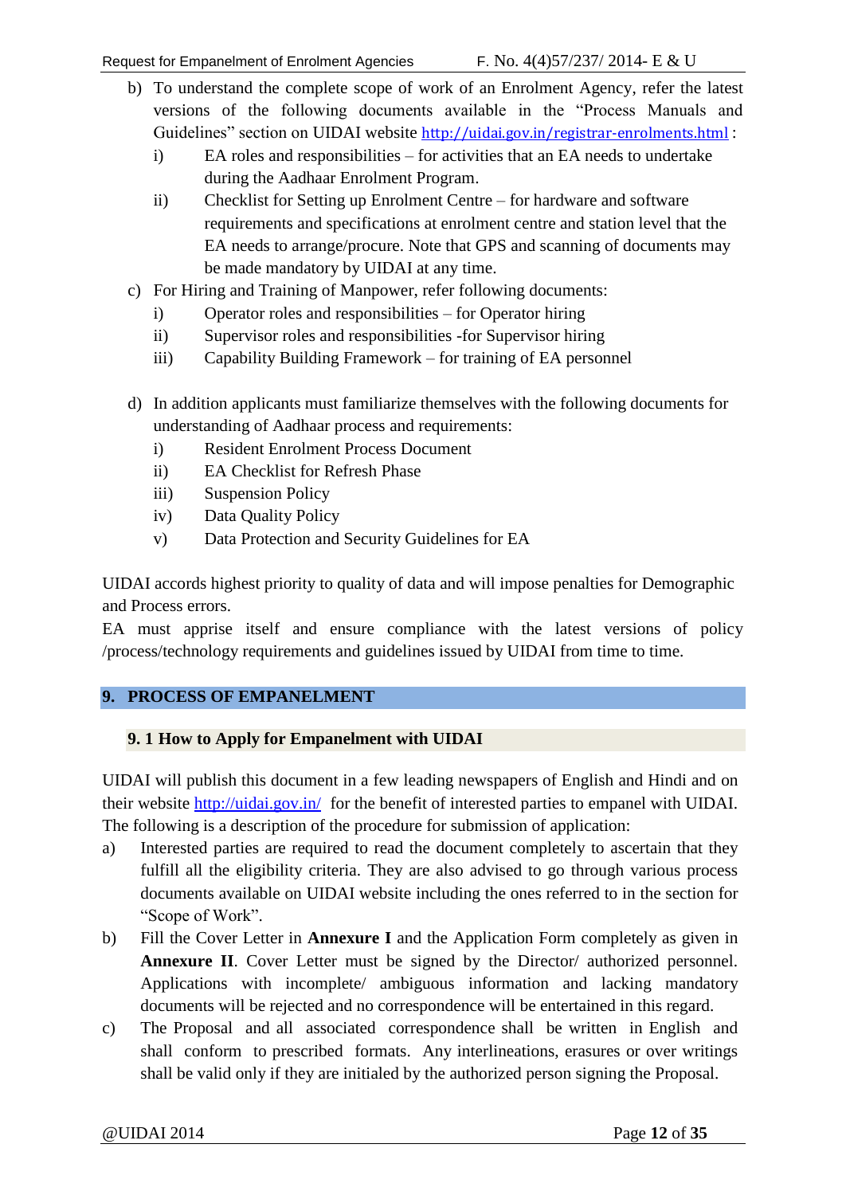b) To understand the complete scope of work of an Enrolment Agency, refer the latest versions of the following documents available in the "Process Manuals and Guidelines" section on UIDAI website http://uidai.gov.in/registrar-enrolments.html :
   i) EA roles and responsibilities – for activities that an EA needs to undertake during the Aadhaar Enrolment Program.
   ii) Checklist for Setting up Enrolment Centre – for hardware and software requirements and specifications at enrolment centre and station level that the EA needs to arrange/procure. Note that GPS and scanning of documents may be made mandatory by UIDAI at any time.

c) For Hiring and Training of Manpower, refer following documents:
   i) Operator roles and responsibilities – for Operator hiring
   ii) Supervisor roles and responsibilities -for Supervisor hiring
   iii) Capability Building Framework – for training of EA personnel

d) In addition applicants must familiarize themselves with the following documents for understanding of Aadhaar process and requirements:
   i) Resident Enrolment Process Document
   ii) EA Checklist for Refresh Phase
   iii) Suspension Policy
   iv) Data Quality Policy
   v) Data Protection and Security Guidelines for EA

UIDAI accords highest priority to quality of data and will impose penalties for Demographic and Process errors.

EA must apprise itself and ensure compliance with the latest versions of policy /process/technology requirements and guidelines issued by UIDAI from time to time.

## 9. PROCESS OF EMPANELMENT

### 9. 1 How to Apply for Empanelment with UIDAI

UIDAI will publish this document in a few leading newspapers of English and Hindi and on their website http://uidai.gov.in/ for the benefit of interested parties to empanel with UIDAI. The following is a description of the procedure for submission of application:

a) Interested parties are required to read the document completely to ascertain that they fulfill all the eligibility criteria. They are also advised to go through various process documents available on UIDAI website including the ones referred to in the section for "Scope of Work".

b) Fill the Cover Letter in **Annexure I** and the Application Form completely as given in **Annexure II**. Cover Letter must be signed by the Director/ authorized personnel. Applications with incomplete/ ambiguous information and lacking mandatory documents will be rejected and no correspondence will be entertained in this regard.

c) The Proposal and all associated correspondence shall be written in English and shall conform to prescribed formats. Any interlineations, erasures or over writings shall be valid only if they are initialed by the authorized person signing the Proposal.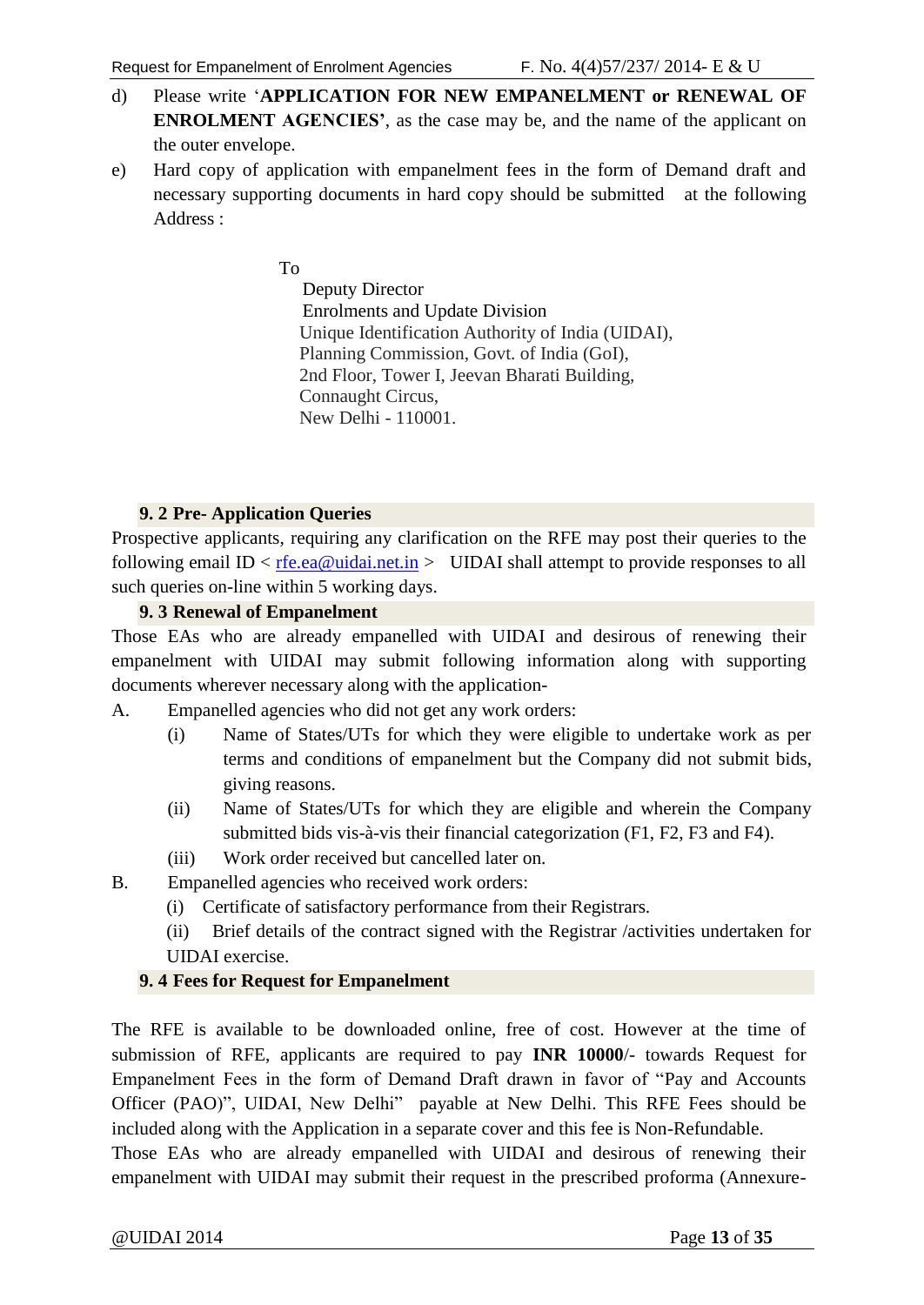d) Please write '**APPLICATION FOR NEW EMPANELMENT or RENEWAL OF ENROLMENT AGENCIES'**, as the case may be, and the name of the applicant on the outer envelope.

e) Hard copy of application with empanelment fees in the form of Demand draft and necessary supporting documents in hard copy should be submitted at the following Address :

To
Deputy Director
Enrolments and Update Division
Unique Identification Authority of India (UIDAI),
Planning Commission, Govt. of India (GoI),
2nd Floor, Tower I, Jeevan Bharati Building,
Connaught Circus,
New Delhi - 110001.

### 9. 2 Pre- Application Queries

Prospective applicants, requiring any clarification on the RFE may post their queries to the following email ID < rfe.ea@uidai.net.in > UIDAI shall attempt to provide responses to all such queries on-line within 5 working days.

### 9. 3 Renewal of Empanelment

Those EAs who are already empanelled with UIDAI and desirous of renewing their empanelment with UIDAI may submit following information along with supporting documents wherever necessary along with the application-

A. Empanelled agencies who did not get any work orders:
   (i) Name of States/UTs for which they were eligible to undertake work as per terms and conditions of empanelment but the Company did not submit bids, giving reasons.
   (ii) Name of States/UTs for which they are eligible and wherein the Company submitted bids vis-à-vis their financial categorization (F1, F2, F3 and F4).
   (iii) Work order received but cancelled later on.

B. Empanelled agencies who received work orders:
   (i) Certificate of satisfactory performance from their Registrars.
   (ii) Brief details of the contract signed with the Registrar /activities undertaken for UIDAI exercise.

### 9. 4 Fees for Request for Empanelment

The RFE is available to be downloaded online, free of cost. However at the time of submission of RFE, applicants are required to pay **INR 10000**/- towards Request for Empanelment Fees in the form of Demand Draft drawn in favor of "Pay and Accounts Officer (PAO)", UIDAI, New Delhi" payable at New Delhi. This RFE Fees should be included along with the Application in a separate cover and this fee is Non-Refundable.

Those EAs who are already empanelled with UIDAI and desirous of renewing their empanelment with UIDAI may submit their request in the prescribed proforma (Annexure-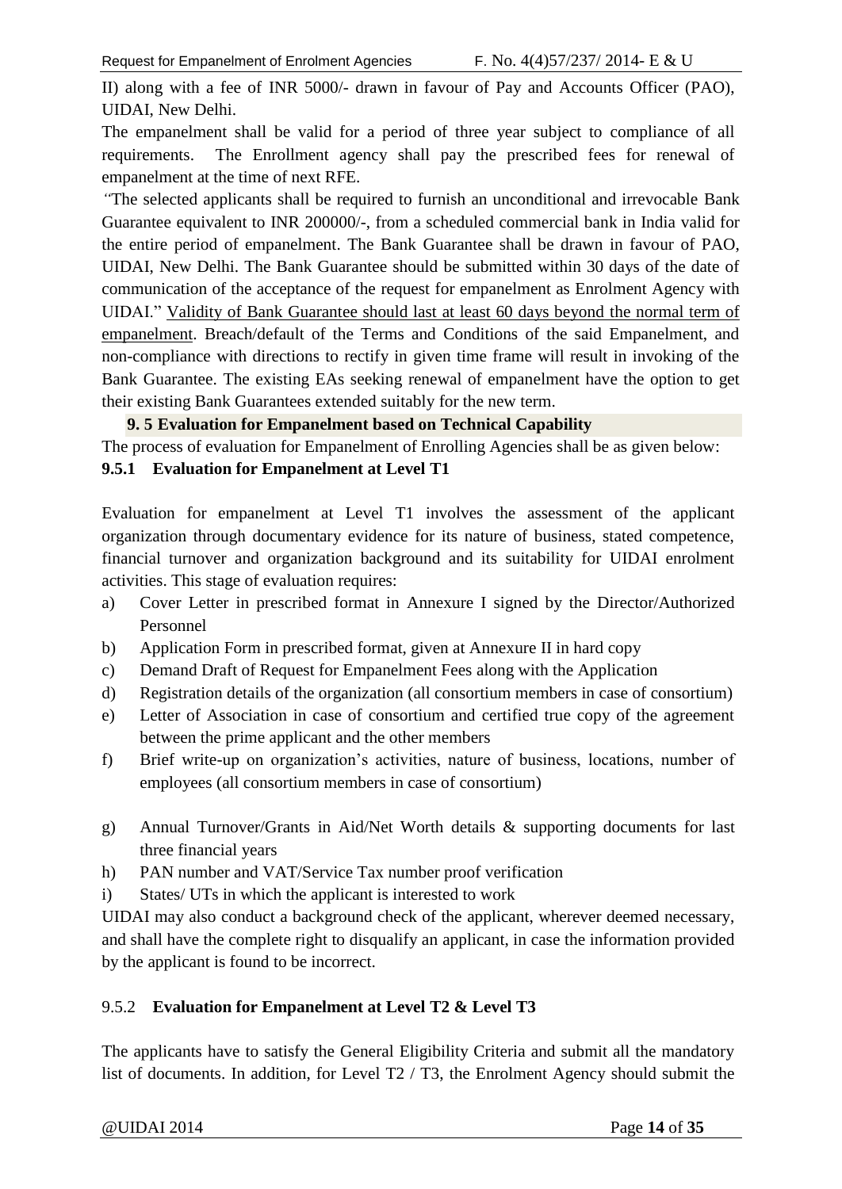II) along with a fee of INR 5000/- drawn in favour of Pay and Accounts Officer (PAO), UIDAI, New Delhi.

The empanelment shall be valid for a period of three year subject to compliance of all requirements. The Enrollment agency shall pay the prescribed fees for renewal of empanelment at the time of next RFE.

*"*The selected applicants shall be required to furnish an unconditional and irrevocable Bank Guarantee equivalent to INR 200000/-, from a scheduled commercial bank in India valid for the entire period of empanelment. The Bank Guarantee shall be drawn in favour of PAO, UIDAI, New Delhi. The Bank Guarantee should be submitted within 30 days of the date of communication of the acceptance of the request for empanelment as Enrolment Agency with UIDAI." Validity of Bank Guarantee should last at least 60 days beyond the normal term of empanelment. Breach/default of the Terms and Conditions of the said Empanelment, and non-compliance with directions to rectify in given time frame will result in invoking of the Bank Guarantee. The existing EAs seeking renewal of empanelment have the option to get their existing Bank Guarantees extended suitably for the new term.

### 9. 5 Evaluation for Empanelment based on Technical Capability

The process of evaluation for Empanelment of Enrolling Agencies shall be as given below:

#### 9.5.1 Evaluation for Empanelment at Level T1

Evaluation for empanelment at Level T1 involves the assessment of the applicant organization through documentary evidence for its nature of business, stated competence, financial turnover and organization background and its suitability for UIDAI enrolment activities. This stage of evaluation requires:

a) Cover Letter in prescribed format in Annexure I signed by the Director/Authorized Personnel
b) Application Form in prescribed format, given at Annexure II in hard copy
c) Demand Draft of Request for Empanelment Fees along with the Application
d) Registration details of the organization (all consortium members in case of consortium)
e) Letter of Association in case of consortium and certified true copy of the agreement between the prime applicant and the other members
f) Brief write-up on organization's activities, nature of business, locations, number of employees (all consortium members in case of consortium)
g) Annual Turnover/Grants in Aid/Net Worth details & supporting documents for last three financial years
h) PAN number and VAT/Service Tax number proof verification
i) States/ UTs in which the applicant is interested to work

UIDAI may also conduct a background check of the applicant, wherever deemed necessary, and shall have the complete right to disqualify an applicant, in case the information provided by the applicant is found to be incorrect.

#### 9.5.2 Evaluation for Empanelment at Level T2 & Level T3

The applicants have to satisfy the General Eligibility Criteria and submit all the mandatory list of documents. In addition, for Level T2 / T3, the Enrolment Agency should submit the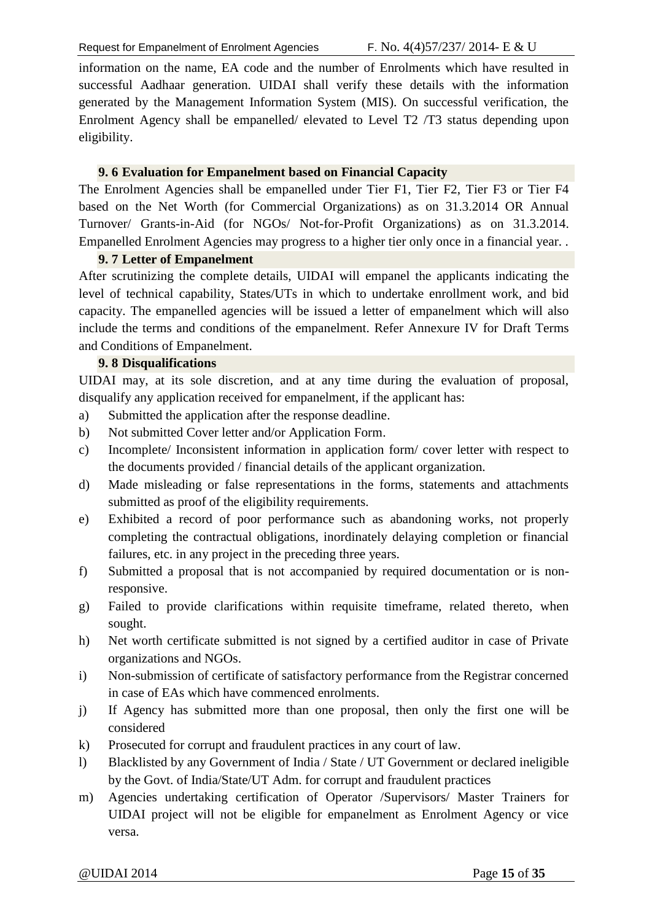information on the name, EA code and the number of Enrolments which have resulted in successful Aadhaar generation. UIDAI shall verify these details with the information generated by the Management Information System (MIS). On successful verification, the Enrolment Agency shall be empanelled/ elevated to Level T2 /T3 status depending upon eligibility.

### 9. 6 Evaluation for Empanelment based on Financial Capacity

The Enrolment Agencies shall be empanelled under Tier F1, Tier F2, Tier F3 or Tier F4 based on the Net Worth (for Commercial Organizations) as on 31.3.2014 OR Annual Turnover/ Grants-in-Aid (for NGOs/ Not-for-Profit Organizations) as on 31.3.2014. Empanelled Enrolment Agencies may progress to a higher tier only once in a financial year. .

### 9. 7 Letter of Empanelment

After scrutinizing the complete details, UIDAI will empanel the applicants indicating the level of technical capability, States/UTs in which to undertake enrollment work, and bid capacity. The empanelled agencies will be issued a letter of empanelment which will also include the terms and conditions of the empanelment. Refer Annexure IV for Draft Terms and Conditions of Empanelment.

### 9. 8 Disqualifications

UIDAI may, at its sole discretion, and at any time during the evaluation of proposal, disqualify any application received for empanelment, if the applicant has:

a) Submitted the application after the response deadline.
b) Not submitted Cover letter and/or Application Form.
c) Incomplete/ Inconsistent information in application form/ cover letter with respect to the documents provided / financial details of the applicant organization.
d) Made misleading or false representations in the forms, statements and attachments submitted as proof of the eligibility requirements.
e) Exhibited a record of poor performance such as abandoning works, not properly completing the contractual obligations, inordinately delaying completion or financial failures, etc. in any project in the preceding three years.
f) Submitted a proposal that is not accompanied by required documentation or is non-responsive.
g) Failed to provide clarifications within requisite timeframe, related thereto, when sought.
h) Net worth certificate submitted is not signed by a certified auditor in case of Private organizations and NGOs.
i) Non-submission of certificate of satisfactory performance from the Registrar concerned in case of EAs which have commenced enrolments.
j) If Agency has submitted more than one proposal, then only the first one will be considered
k) Prosecuted for corrupt and fraudulent practices in any court of law.
l) Blacklisted by any Government of India / State / UT Government or declared ineligible by the Govt. of India/State/UT Adm. for corrupt and fraudulent practices
m) Agencies undertaking certification of Operator /Supervisors/ Master Trainers for UIDAI project will not be eligible for empanelment as Enrolment Agency or vice versa.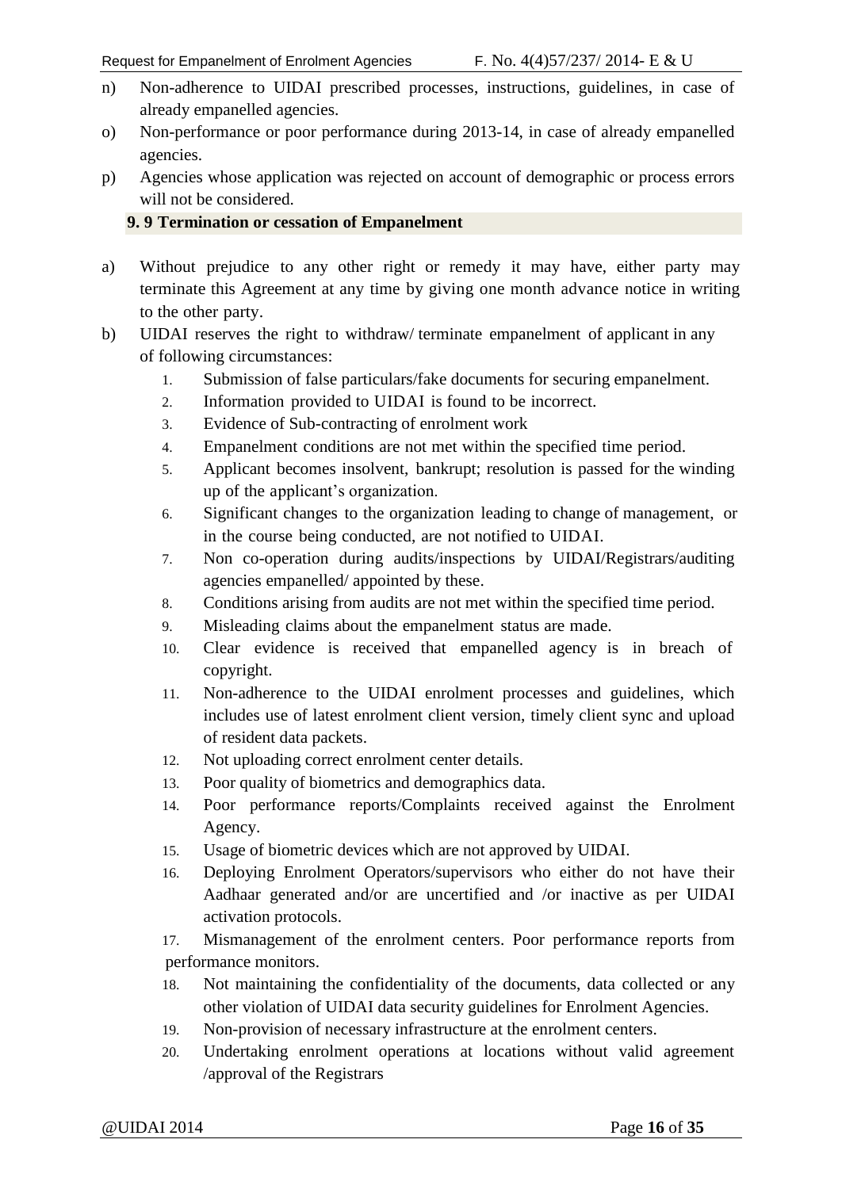n) Non-adherence to UIDAI prescribed processes, instructions, guidelines, in case of already empanelled agencies.

o) Non-performance or poor performance during 2013-14, in case of already empanelled agencies.

p) Agencies whose application was rejected on account of demographic or process errors will not be considered.

### 9. 9 Termination or cessation of Empanelment

a) Without prejudice to any other right or remedy it may have, either party may terminate this Agreement at any time by giving one month advance notice in writing to the other party.

b) UIDAI reserves the right to withdraw/ terminate empanelment of applicant in any of following circumstances:

1. Submission of false particulars/fake documents for securing empanelment.
2. Information provided to UIDAI is found to be incorrect.
3. Evidence of Sub-contracting of enrolment work
4. Empanelment conditions are not met within the specified time period.
5. Applicant becomes insolvent, bankrupt; resolution is passed for the winding up of the applicant's organization.
6. Significant changes to the organization leading to change of management, or in the course being conducted, are not notified to UIDAI.
7. Non co-operation during audits/inspections by UIDAI/Registrars/auditing agencies empanelled/ appointed by these.
8. Conditions arising from audits are not met within the specified time period.
9. Misleading claims about the empanelment status are made.
10. Clear evidence is received that empanelled agency is in breach of copyright.
11. Non-adherence to the UIDAI enrolment processes and guidelines, which includes use of latest enrolment client version, timely client sync and upload of resident data packets.
12. Not uploading correct enrolment center details.
13. Poor quality of biometrics and demographics data.
14. Poor performance reports/Complaints received against the Enrolment Agency.
15. Usage of biometric devices which are not approved by UIDAI.
16. Deploying Enrolment Operators/supervisors who either do not have their Aadhaar generated and/or are uncertified and /or inactive as per UIDAI activation protocols.
17. Mismanagement of the enrolment centers. Poor performance reports from performance monitors.
18. Not maintaining the confidentiality of the documents, data collected or any other violation of UIDAI data security guidelines for Enrolment Agencies.
19. Non-provision of necessary infrastructure at the enrolment centers.
20. Undertaking enrolment operations at locations without valid agreement /approval of the Registrars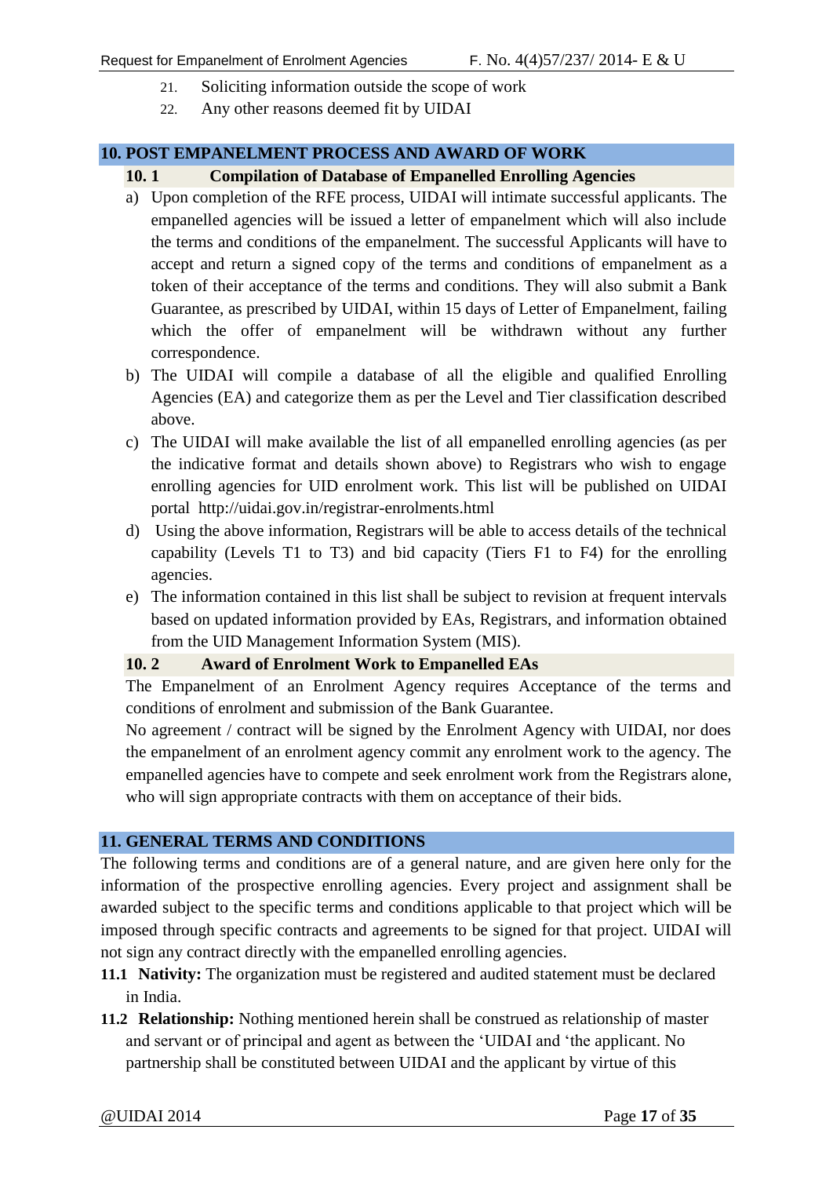21. Soliciting information outside the scope of work
22. Any other reasons deemed fit by UIDAI

## 10. POST EMPANELMENT PROCESS AND AWARD OF WORK

### 10. 1 Compilation of Database of Empanelled Enrolling Agencies

a) Upon completion of the RFE process, UIDAI will intimate successful applicants. The empanelled agencies will be issued a letter of empanelment which will also include the terms and conditions of the empanelment. The successful Applicants will have to accept and return a signed copy of the terms and conditions of empanelment as a token of their acceptance of the terms and conditions. They will also submit a Bank Guarantee, as prescribed by UIDAI, within 15 days of Letter of Empanelment, failing which the offer of empanelment will be withdrawn without any further correspondence.

b) The UIDAI will compile a database of all the eligible and qualified Enrolling Agencies (EA) and categorize them as per the Level and Tier classification described above.

c) The UIDAI will make available the list of all empanelled enrolling agencies (as per the indicative format and details shown above) to Registrars who wish to engage enrolling agencies for UID enrolment work. This list will be published on UIDAI portal http://uidai.gov.in/registrar-enrolments.html

d) Using the above information, Registrars will be able to access details of the technical capability (Levels T1 to T3) and bid capacity (Tiers F1 to F4) for the enrolling agencies.

e) The information contained in this list shall be subject to revision at frequent intervals based on updated information provided by EAs, Registrars, and information obtained from the UID Management Information System (MIS).

### 10. 2 Award of Enrolment Work to Empanelled EAs

The Empanelment of an Enrolment Agency requires Acceptance of the terms and conditions of enrolment and submission of the Bank Guarantee.

No agreement / contract will be signed by the Enrolment Agency with UIDAI, nor does the empanelment of an enrolment agency commit any enrolment work to the agency. The empanelled agencies have to compete and seek enrolment work from the Registrars alone, who will sign appropriate contracts with them on acceptance of their bids.

## 11. GENERAL TERMS AND CONDITIONS

The following terms and conditions are of a general nature, and are given here only for the information of the prospective enrolling agencies. Every project and assignment shall be awarded subject to the specific terms and conditions applicable to that project which will be imposed through specific contracts and agreements to be signed for that project. UIDAI will not sign any contract directly with the empanelled enrolling agencies.

**11.1 Nativity:** The organization must be registered and audited statement must be declared in India.

**11.2 Relationship:** Nothing mentioned herein shall be construed as relationship of master and servant or of principal and agent as between the 'UIDAI and 'the applicant. No partnership shall be constituted between UIDAI and the applicant by virtue of this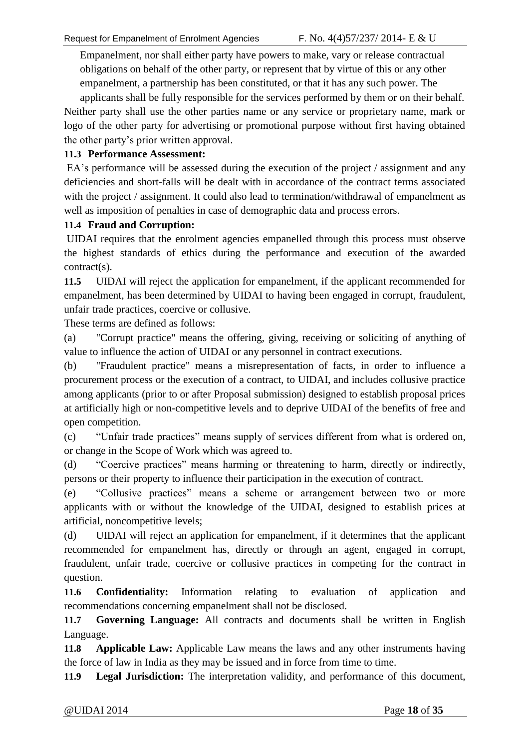Empanelment, nor shall either party have powers to make, vary or release contractual obligations on behalf of the other party, or represent that by virtue of this or any other empanelment, a partnership has been constituted, or that it has any such power. The applicants shall be fully responsible for the services performed by them or on their behalf. Neither party shall use the other parties name or any service or proprietary name, mark or logo of the other party for advertising or promotional purpose without first having obtained the other party's prior written approval.

**11.3 Performance Assessment:**

EA's performance will be assessed during the execution of the project / assignment and any deficiencies and short-falls will be dealt with in accordance of the contract terms associated with the project / assignment. It could also lead to termination/withdrawal of empanelment as well as imposition of penalties in case of demographic data and process errors.

**11.4 Fraud and Corruption:**

UIDAI requires that the enrolment agencies empanelled through this process must observe the highest standards of ethics during the performance and execution of the awarded contract(s).

**11.5** UIDAI will reject the application for empanelment, if the applicant recommended for empanelment, has been determined by UIDAI to having been engaged in corrupt, fraudulent, unfair trade practices, coercive or collusive.

These terms are defined as follows:

(a) "Corrupt practice" means the offering, giving, receiving or soliciting of anything of value to influence the action of UIDAI or any personnel in contract executions.

(b) "Fraudulent practice" means a misrepresentation of facts, in order to influence a procurement process or the execution of a contract, to UIDAI, and includes collusive practice among applicants (prior to or after Proposal submission) designed to establish proposal prices at artificially high or non-competitive levels and to deprive UIDAI of the benefits of free and open competition.

(c) "Unfair trade practices" means supply of services different from what is ordered on, or change in the Scope of Work which was agreed to.

(d) "Coercive practices" means harming or threatening to harm, directly or indirectly, persons or their property to influence their participation in the execution of contract.

(e) "Collusive practices" means a scheme or arrangement between two or more applicants with or without the knowledge of the UIDAI, designed to establish prices at artificial, noncompetitive levels;

(d) UIDAI will reject an application for empanelment, if it determines that the applicant recommended for empanelment has, directly or through an agent, engaged in corrupt, fraudulent, unfair trade, coercive or collusive practices in competing for the contract in question.

**11.6 Confidentiality:** Information relating to evaluation of application and recommendations concerning empanelment shall not be disclosed.

**11.7 Governing Language:** All contracts and documents shall be written in English Language.

**11.8 Applicable Law:** Applicable Law means the laws and any other instruments having the force of law in India as they may be issued and in force from time to time.

**11.9 Legal Jurisdiction:** The interpretation validity, and performance of this document,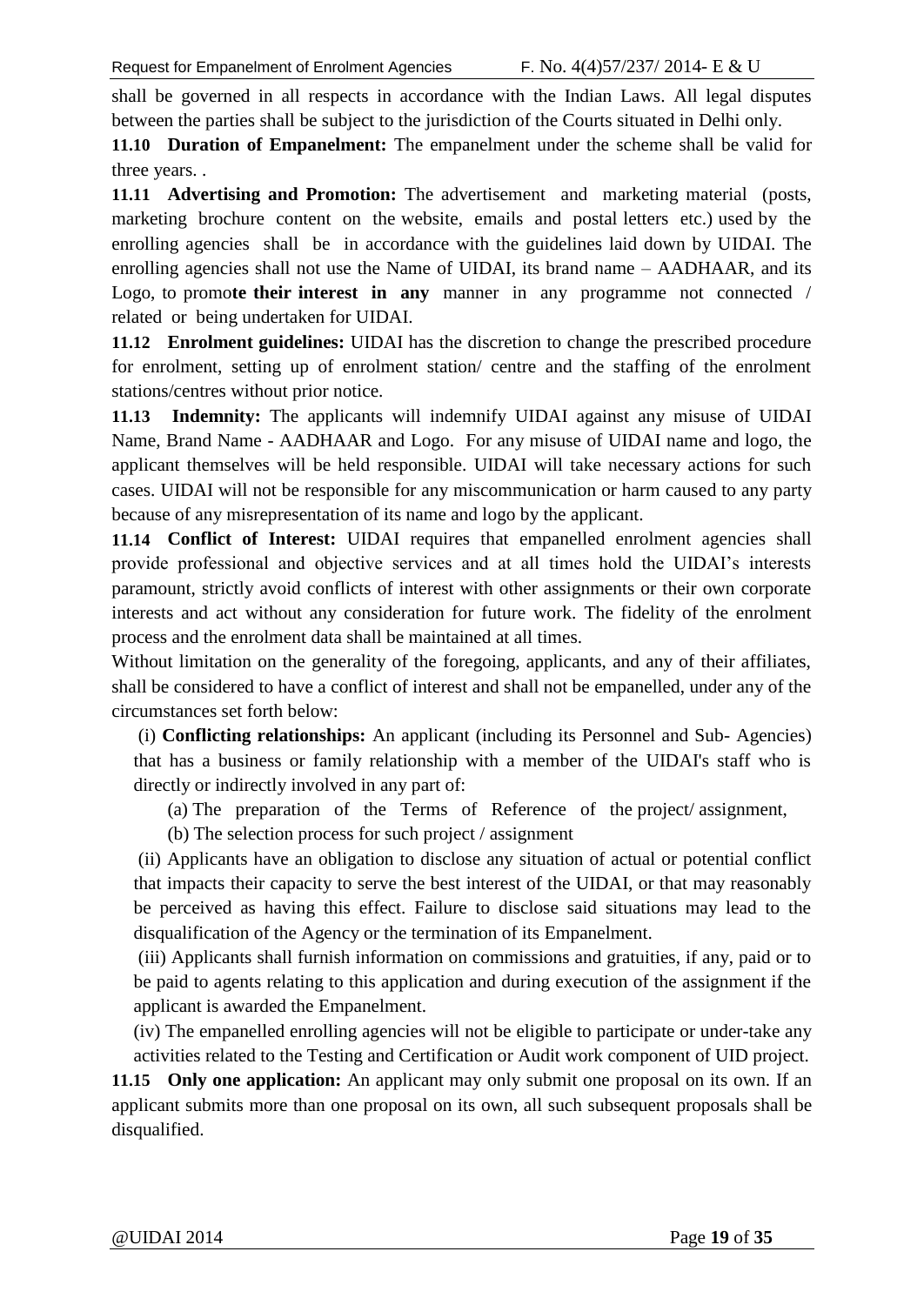shall be governed in all respects in accordance with the Indian Laws. All legal disputes between the parties shall be subject to the jurisdiction of the Courts situated in Delhi only.

**11.10 Duration of Empanelment:** The empanelment under the scheme shall be valid for three years. .

**11.11 Advertising and Promotion:** The advertisement and marketing material (posts, marketing brochure content on the website, emails and postal letters etc.) used by the enrolling agencies shall be in accordance with the guidelines laid down by UIDAI. The enrolling agencies shall not use the Name of UIDAI, its brand name – AADHAAR, and its Logo, to promo**te their interest in any** manner in any programme not connected / related or being undertaken for UIDAI.

**11.12 Enrolment guidelines:** UIDAI has the discretion to change the prescribed procedure for enrolment, setting up of enrolment station/ centre and the staffing of the enrolment stations/centres without prior notice.

**11.13 Indemnity:** The applicants will indemnify UIDAI against any misuse of UIDAI Name, Brand Name - AADHAAR and Logo. For any misuse of UIDAI name and logo, the applicant themselves will be held responsible. UIDAI will take necessary actions for such cases. UIDAI will not be responsible for any miscommunication or harm caused to any party because of any misrepresentation of its name and logo by the applicant.

**11.14 Conflict of Interest:** UIDAI requires that empanelled enrolment agencies shall provide professional and objective services and at all times hold the UIDAI's interests paramount, strictly avoid conflicts of interest with other assignments or their own corporate interests and act without any consideration for future work. The fidelity of the enrolment process and the enrolment data shall be maintained at all times.

Without limitation on the generality of the foregoing, applicants, and any of their affiliates, shall be considered to have a conflict of interest and shall not be empanelled, under any of the circumstances set forth below:

(i) **Conflicting relationships:** An applicant (including its Personnel and Sub- Agencies) that has a business or family relationship with a member of the UIDAI's staff who is directly or indirectly involved in any part of:

(a) The preparation of the Terms of Reference of the project/ assignment,

(b) The selection process for such project / assignment

(ii) Applicants have an obligation to disclose any situation of actual or potential conflict that impacts their capacity to serve the best interest of the UIDAI, or that may reasonably be perceived as having this effect. Failure to disclose said situations may lead to the disqualification of the Agency or the termination of its Empanelment.

(iii) Applicants shall furnish information on commissions and gratuities, if any, paid or to be paid to agents relating to this application and during execution of the assignment if the applicant is awarded the Empanelment.

(iv) The empanelled enrolling agencies will not be eligible to participate or under-take any activities related to the Testing and Certification or Audit work component of UID project.

**11.15 Only one application:** An applicant may only submit one proposal on its own. If an applicant submits more than one proposal on its own, all such subsequent proposals shall be disqualified.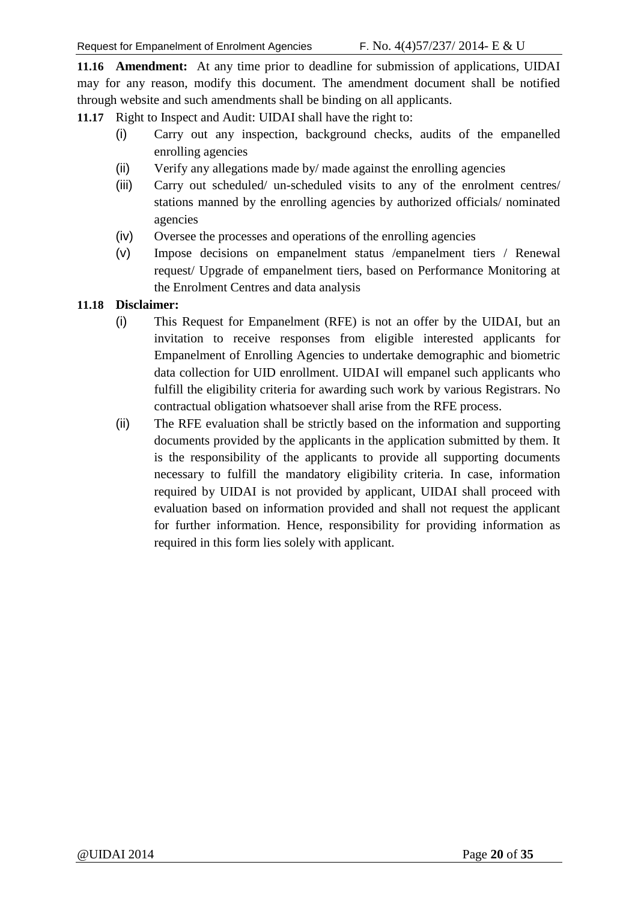**11.16 Amendment:** At any time prior to deadline for submission of applications, UIDAI may for any reason, modify this document. The amendment document shall be notified through website and such amendments shall be binding on all applicants.

**11.17** Right to Inspect and Audit: UIDAI shall have the right to:

(i) Carry out any inspection, background checks, audits of the empanelled enrolling agencies

(ii) Verify any allegations made by/ made against the enrolling agencies

(iii) Carry out scheduled/ un-scheduled visits to any of the enrolment centres/ stations manned by the enrolling agencies by authorized officials/ nominated agencies

(iv) Oversee the processes and operations of the enrolling agencies

(v) Impose decisions on empanelment status /empanelment tiers / Renewal request/ Upgrade of empanelment tiers, based on Performance Monitoring at the Enrolment Centres and data analysis

**11.18 Disclaimer:**

(i) This Request for Empanelment (RFE) is not an offer by the UIDAI, but an invitation to receive responses from eligible interested applicants for Empanelment of Enrolling Agencies to undertake demographic and biometric data collection for UID enrollment. UIDAI will empanel such applicants who fulfill the eligibility criteria for awarding such work by various Registrars. No contractual obligation whatsoever shall arise from the RFE process.

(ii) The RFE evaluation shall be strictly based on the information and supporting documents provided by the applicants in the application submitted by them. It is the responsibility of the applicants to provide all supporting documents necessary to fulfill the mandatory eligibility criteria. In case, information required by UIDAI is not provided by applicant, UIDAI shall proceed with evaluation based on information provided and shall not request the applicant for further information. Hence, responsibility for providing information as required in this form lies solely with applicant.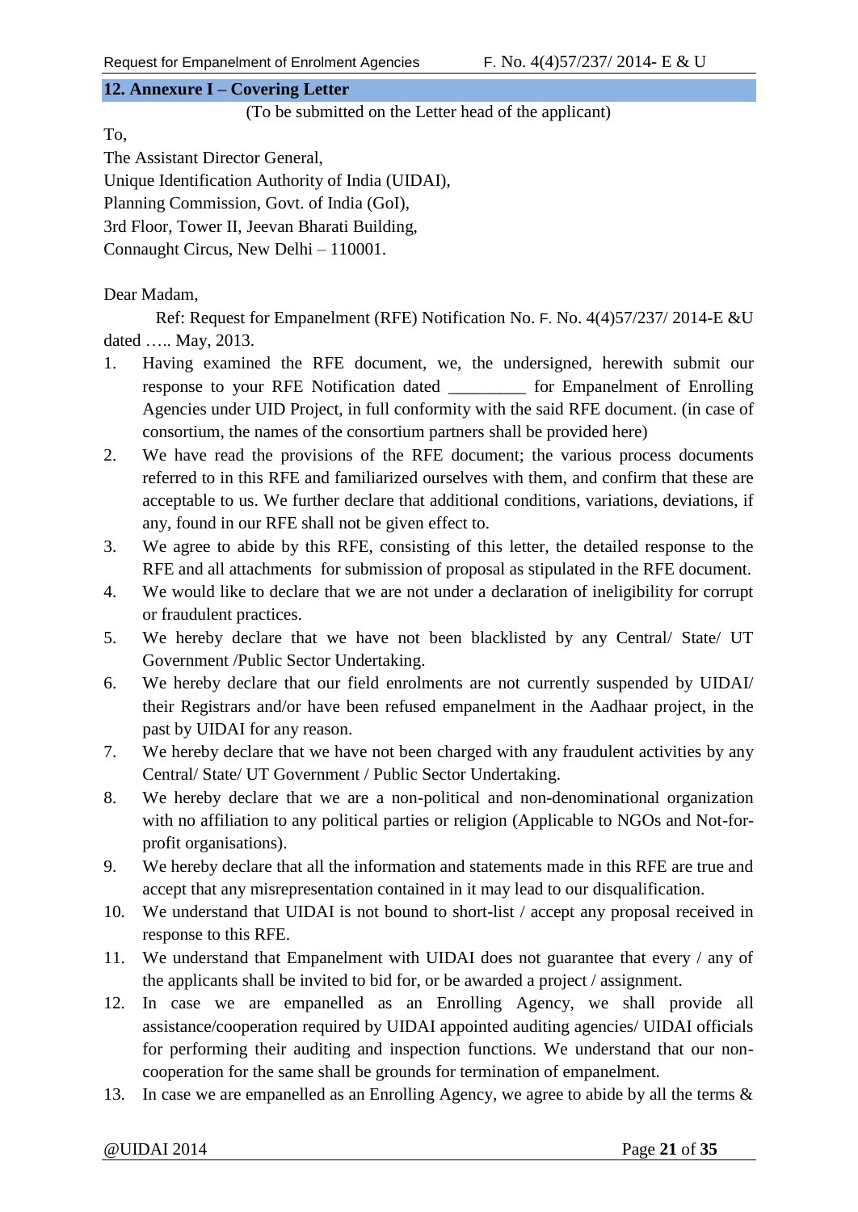## 12. Annexure I – Covering Letter

(To be submitted on the Letter head of the applicant)

To,

The Assistant Director General,
Unique Identification Authority of India (UIDAI),
Planning Commission, Govt. of India (GoI),
3rd Floor, Tower II, Jeevan Bharati Building,
Connaught Circus, New Delhi – 110001.

Dear Madam,

Ref: Request for Empanelment (RFE) Notification No. F. No. 4(4)57/237/ 2014-E &U dated ….. May, 2013.

1. Having examined the RFE document, we, the undersigned, herewith submit our response to your RFE Notification dated _________ for Empanelment of Enrolling Agencies under UID Project, in full conformity with the said RFE document. (in case of consortium, the names of the consortium partners shall be provided here)
2. We have read the provisions of the RFE document; the various process documents referred to in this RFE and familiarized ourselves with them, and confirm that these are acceptable to us. We further declare that additional conditions, variations, deviations, if any, found in our RFE shall not be given effect to.
3. We agree to abide by this RFE, consisting of this letter, the detailed response to the RFE and all attachments for submission of proposal as stipulated in the RFE document.
4. We would like to declare that we are not under a declaration of ineligibility for corrupt or fraudulent practices.
5. We hereby declare that we have not been blacklisted by any Central/ State/ UT Government /Public Sector Undertaking.
6. We hereby declare that our field enrolments are not currently suspended by UIDAI/ their Registrars and/or have been refused empanelment in the Aadhaar project, in the past by UIDAI for any reason.
7. We hereby declare that we have not been charged with any fraudulent activities by any Central/ State/ UT Government / Public Sector Undertaking.
8. We hereby declare that we are a non-political and non-denominational organization with no affiliation to any political parties or religion (Applicable to NGOs and Not-for-profit organisations).
9. We hereby declare that all the information and statements made in this RFE are true and accept that any misrepresentation contained in it may lead to our disqualification.
10. We understand that UIDAI is not bound to short-list / accept any proposal received in response to this RFE.
11. We understand that Empanelment with UIDAI does not guarantee that every / any of the applicants shall be invited to bid for, or be awarded a project / assignment.
12. In case we are empanelled as an Enrolling Agency, we shall provide all assistance/cooperation required by UIDAI appointed auditing agencies/ UIDAI officials for performing their auditing and inspection functions. We understand that our non-cooperation for the same shall be grounds for termination of empanelment.
13. In case we are empanelled as an Enrolling Agency, we agree to abide by all the terms &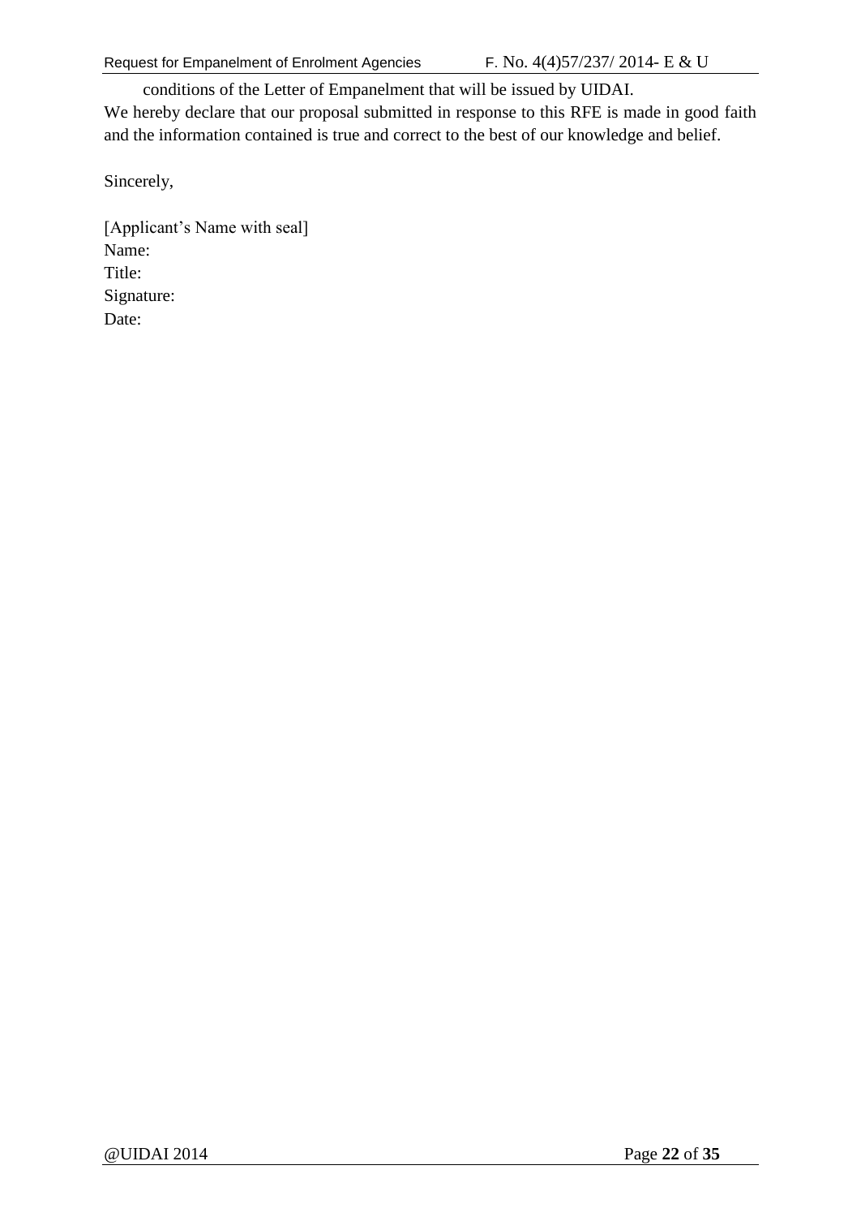conditions of the Letter of Empanelment that will be issued by UIDAI.

We hereby declare that our proposal submitted in response to this RFE is made in good faith and the information contained is true and correct to the best of our knowledge and belief.

Sincerely,

[Applicant's Name with seal]
Name:
Title:
Signature:
Date: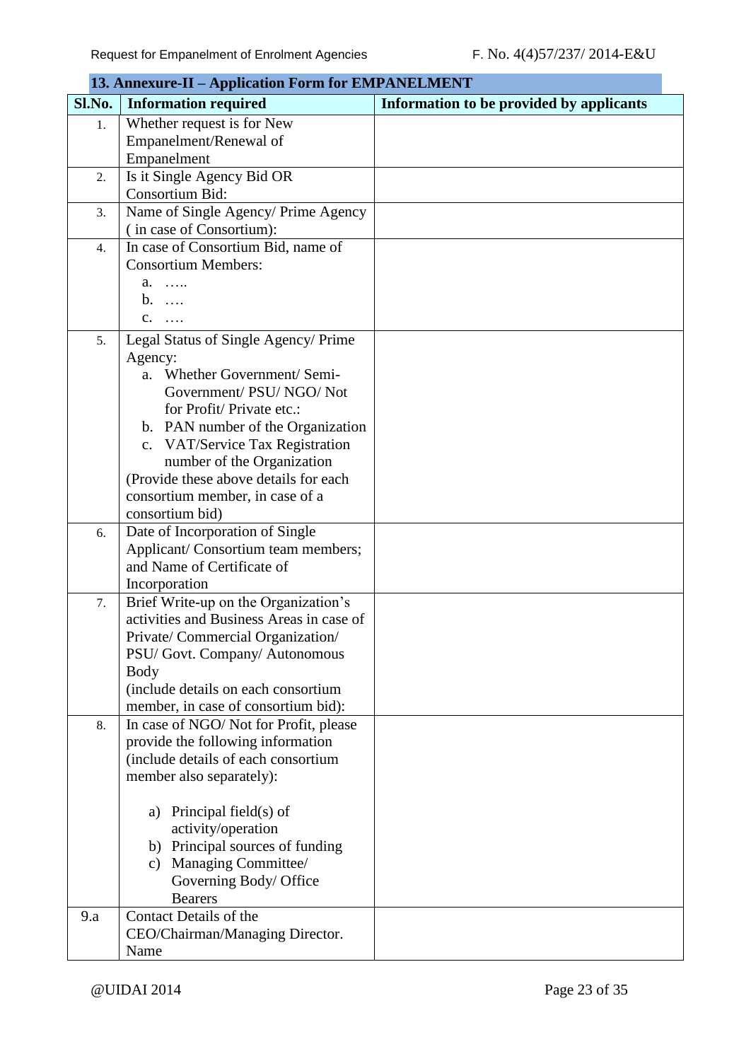## 13. Annexure-II – Application Form for EMPANELMENT

| Sl.No. | Information required | Information to be provided by applicants |
|---|---|---|
| 1. | Whether request is for New Empanelment/Renewal of Empanelment | |
| 2. | Is it Single Agency Bid OR Consortium Bid: | |
| 3. | Name of Single Agency/ Prime Agency ( in case of Consortium): | |
| 4. | In case of Consortium Bid, name of Consortium Members:<br>a. …..<br>b. ….<br>c. …. | |
| 5. | Legal Status of Single Agency/ Prime Agency:<br>a. Whether Government/ Semi-Government/ PSU/ NGO/ Not for Profit/ Private etc.:<br>b. PAN number of the Organization<br>c. VAT/Service Tax Registration number of the Organization<br>(Provide these above details for each consortium member, in case of a consortium bid) | |
| 6. | Date of Incorporation of Single Applicant/ Consortium team members; and Name of Certificate of Incorporation | |
| 7. | Brief Write-up on the Organization's activities and Business Areas in case of Private/ Commercial Organization/ PSU/ Govt. Company/ Autonomous Body<br>(include details on each consortium member, in case of consortium bid): | |
| 8. | In case of NGO/ Not for Profit, please provide the following information (include details of each consortium member also separately):<br>a) Principal field(s) of activity/operation<br>b) Principal sources of funding<br>c) Managing Committee/ Governing Body/ Office Bearers | |
| 9.a | Contact Details of the CEO/Chairman/Managing Director. Name | |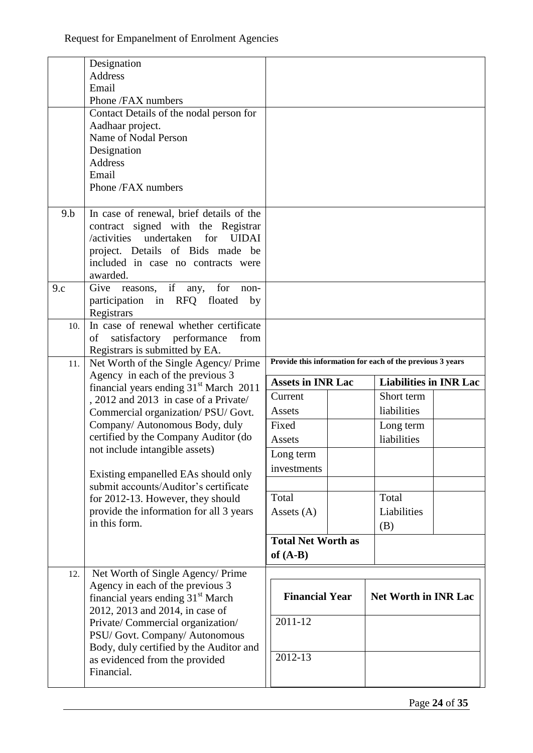| | | |
|---|---|---|
| | Designation<br>Address<br>Email<br>Phone /FAX numbers | |
| | Contact Details of the nodal person for Aadhaar project.<br>Name of Nodal Person<br>Designation<br>Address<br>Email<br>Phone /FAX numbers | |
| 9.b | In case of renewal, brief details of the contract signed with the Registrar /activities undertaken for UIDAI project. Details of Bids made be included in case no contracts were awarded. | |
| 9.c | Give reasons, if any, for non-participation in RFQ floated by Registrars | |
| 10. | In case of renewal whether certificate of satisfactory performance from Registrars is submitted by EA. | |
| 11. | Net Worth of the Single Agency/ Prime Agency in each of the previous 3 financial years ending 31[st] March 2011 , 2012 and 2013 in case of a Private/ Commercial organization/ PSU/ Govt. Company/ Autonomous Body, duly certified by the Company Auditor (do not include intangible assets)<br><br>Existing empanelled EAs should only submit accounts/Auditor's certificate for 2012-13. However, they should provide the information for all 3 years in this form. | **Provide this information for each of the previous 3 years** (see table below) |
| 12. | Net Worth of Single Agency/ Prime Agency in each of the previous 3 financial years ending 31[st] March 2012, 2013 and 2014, in case of Private/ Commercial organization/ PSU/ Govt. Company/ Autonomous Body, duly certified by the Auditor and as evidenced from the provided Financial. | (see table below) |

**Item 11 – Provide this information for each of the previous 3 years**

| **Assets in INR Lac** | | **Liabilities in INR Lac** | |
|---|---|---|---|
| Current Assets | | Short term liabilities | |
| Fixed Assets | | Long term liabilities | |
| Long term investments | | | |
| | | | |
| Total Assets (A) | | Total Liabilities (B) | |
| **Total Net Worth as of (A-B)** | | | |

**Item 12**

| **Financial Year** | **Net Worth in INR Lac** |
|---|---|
| 2011-12 | |
| 2012-13 | |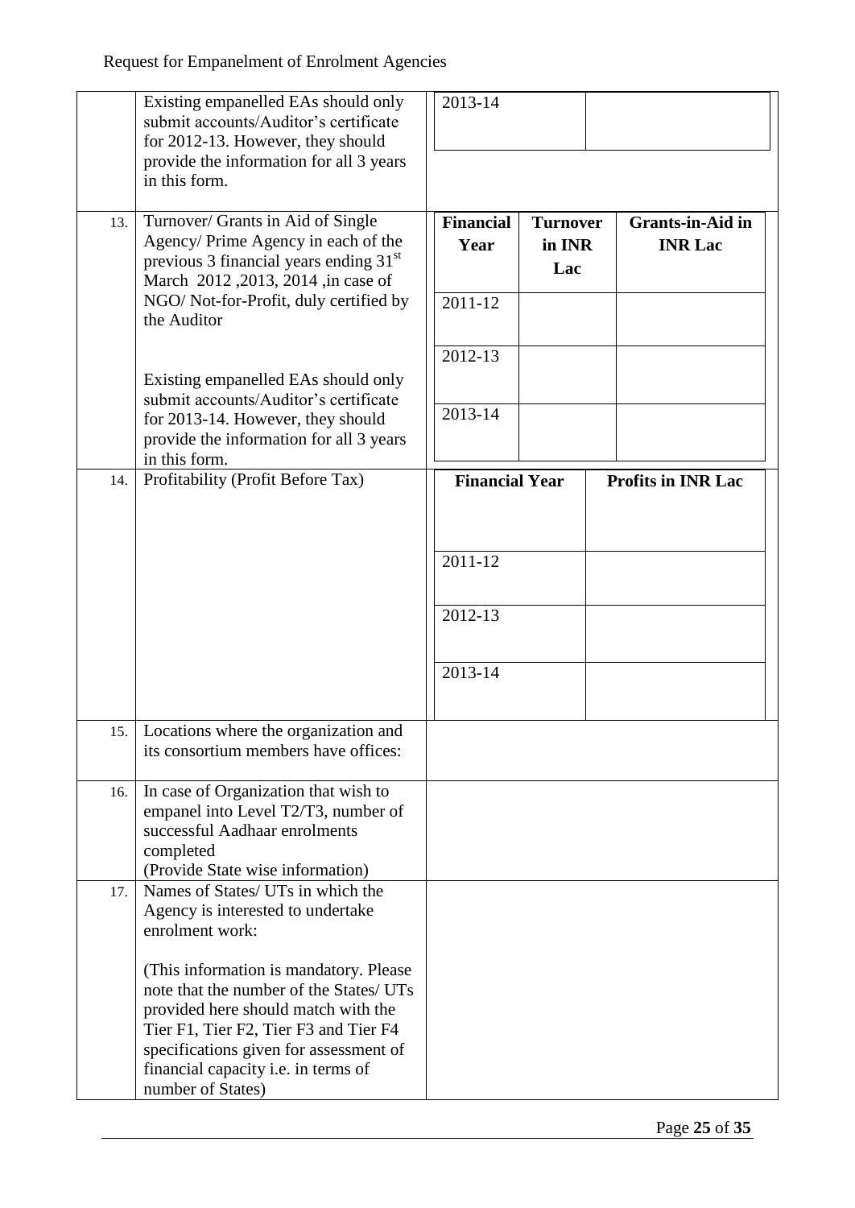| | | |
|---|---|---|
| | Existing empanelled EAs should only submit accounts/Auditor's certificate for 2012-13. However, they should provide the information for all 3 years in this form. | <table><tr><td>2013-14</td><td></td></tr></table> |
| 13. | Turnover/ Grants in Aid of Single Agency/ Prime Agency in each of the previous 3 financial years ending 31st March 2012 ,2013, 2014 ,in case of NGO/ Not-for-Profit, duly certified by the Auditor<br><br>Existing empanelled EAs should only submit accounts/Auditor's certificate for 2013-14. However, they should provide the information for all 3 years in this form. | <table><tr><th>Financial Year</th><th>Turnover in INR Lac</th><th>Grants-in-Aid in INR Lac</th></tr><tr><td>2011-12</td><td></td><td></td></tr><tr><td>2012-13</td><td></td><td></td></tr><tr><td>2013-14</td><td></td><td></td></tr></table> |
| 14. | Profitability (Profit Before Tax) | <table><tr><th>Financial Year</th><th>Profits in INR Lac</th></tr><tr><td>2011-12</td><td></td></tr><tr><td>2012-13</td><td></td></tr><tr><td>2013-14</td><td></td></tr></table> |
| 15. | Locations where the organization and its consortium members have offices: | |
| 16. | In case of Organization that wish to empanel into Level T2/T3, number of successful Aadhaar enrolments completed<br>(Provide State wise information) | |
| 17. | Names of States/ UTs in which the Agency is interested to undertake enrolment work:<br><br>(This information is mandatory. Please note that the number of the States/ UTs provided here should match with the Tier F1, Tier F2, Tier F3 and Tier F4 specifications given for assessment of financial capacity i.e. in terms of number of States) | |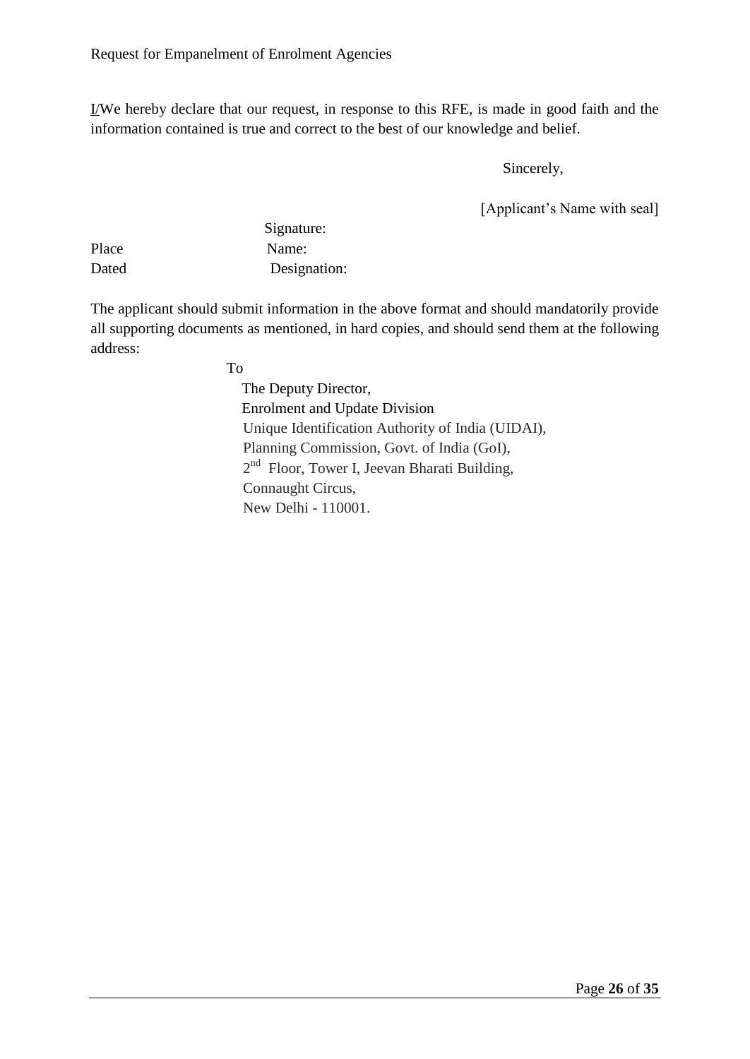I/We hereby declare that our request, in response to this RFE, is made in good faith and the information contained is true and correct to the best of our knowledge and belief.

Sincerely,

[Applicant's Name with seal]

Signature:

Place Name:

Dated Designation:

The applicant should submit information in the above format and should mandatorily provide all supporting documents as mentioned, in hard copies, and should send them at the following address:

To

The Deputy Director,
Enrolment and Update Division
Unique Identification Authority of India (UIDAI),
Planning Commission, Govt. of India (GoI),
2nd Floor, Tower I, Jeevan Bharati Building,
Connaught Circus,
New Delhi - 110001.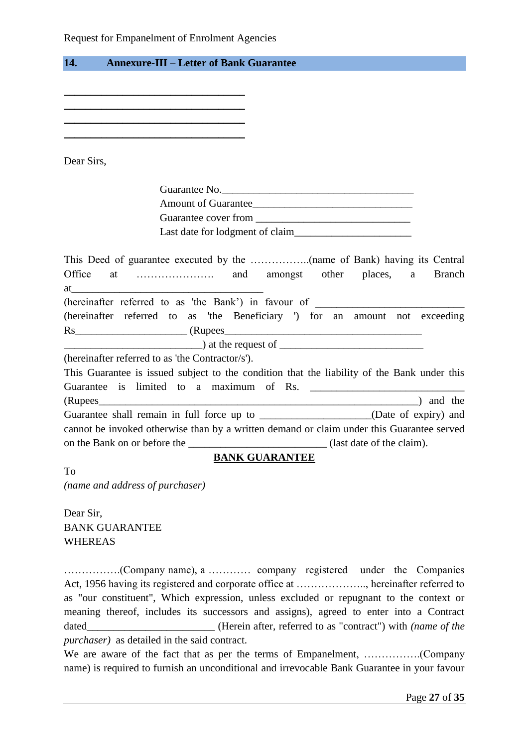## 14. Annexure-III – Letter of Bank Guarantee

___________________________________
___________________________________
___________________________________
___________________________________

Dear Sirs,

Guarantee No.______________________________________
Amount of Guarantee______________________________
Guarantee cover from ______________________________
Last date for lodgment of claim______________________

This Deed of guarantee executed by the ……………..(name of Bank) having its Central Office at …………………. and amongst other places, a Branch at____________________________________
(hereinafter referred to as 'the Bank') in favour of ____________________________
(hereinafter referred to as 'the Beneficiary ') for an amount not exceeding Rs_____________________ (Rupees_________________________________________
__________________________) at the request of ____________________________
(hereinafter referred to as 'the Contractor/s').

This Guarantee is issued subject to the condition that the liability of the Bank under this Guarantee is limited to a maximum of Rs. ______________________________
(Rupees_________________________________________________________________) and the Guarantee shall remain in full force up to ____________________(Date of expiry) and cannot be invoked otherwise than by a written demand or claim under this Guarantee served on the Bank on or before the __________________________ (last date of the claim).

**BANK GUARANTEE**

To
*(name and address of purchaser)*

Dear Sir,
BANK GUARANTEE
WHEREAS

…………….(Company name), a ………… company registered under the Companies Act, 1956 having its registered and corporate office at ……………….., hereinafter referred to as "our constituent", Which expression, unless excluded or repugnant to the context or meaning thereof, includes its successors and assigns), agreed to enter into a Contract dated________________________ (Herein after, referred to as "contract") with *(name of the purchaser)* as detailed in the said contract.

We are aware of the fact that as per the terms of Empanelment, …………….(Company name) is required to furnish an unconditional and irrevocable Bank Guarantee in your favour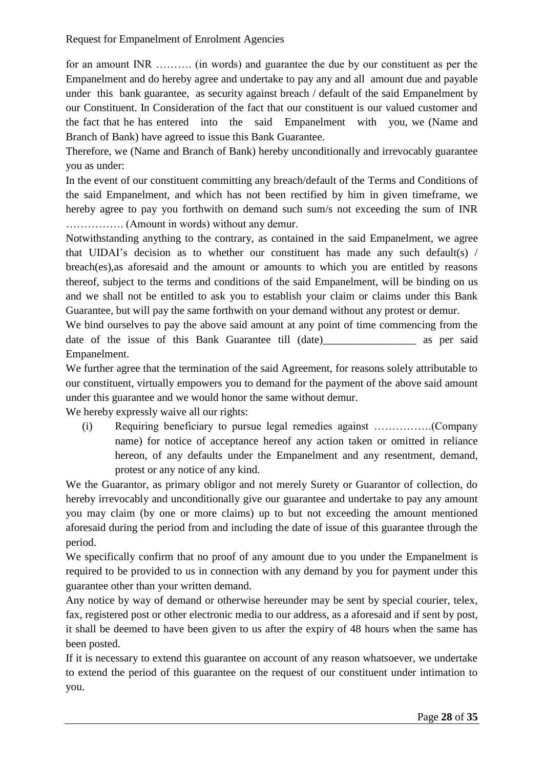for an amount INR ………. (in words) and guarantee the due by our constituent as per the Empanelment and do hereby agree and undertake to pay any and all amount due and payable under this bank guarantee, as security against breach / default of the said Empanelment by our Constituent. In Consideration of the fact that our constituent is our valued customer and the fact that he has entered into the said Empanelment with you, we (Name and Branch of Bank) have agreed to issue this Bank Guarantee.

Therefore, we (Name and Branch of Bank) hereby unconditionally and irrevocably guarantee you as under:

In the event of our constituent committing any breach/default of the Terms and Conditions of the said Empanelment, and which has not been rectified by him in given timeframe, we hereby agree to pay you forthwith on demand such sum/s not exceeding the sum of INR ……………. (Amount in words) without any demur.

Notwithstanding anything to the contrary, as contained in the said Empanelment, we agree that UIDAI's decision as to whether our constituent has made any such default(s) / breach(es),as aforesaid and the amount or amounts to which you are entitled by reasons thereof, subject to the terms and conditions of the said Empanelment, will be binding on us and we shall not be entitled to ask you to establish your claim or claims under this Bank Guarantee, but will pay the same forthwith on your demand without any protest or demur.

We bind ourselves to pay the above said amount at any point of time commencing from the date of the issue of this Bank Guarantee till (date)_________________ as per said Empanelment.

We further agree that the termination of the said Agreement, for reasons solely attributable to our constituent, virtually empowers you to demand for the payment of the above said amount under this guarantee and we would honor the same without demur.

We hereby expressly waive all our rights:

(i) Requiring beneficiary to pursue legal remedies against …………….(Company name) for notice of acceptance hereof any action taken or omitted in reliance hereon, of any defaults under the Empanelment and any resentment, demand, protest or any notice of any kind.

We the Guarantor, as primary obligor and not merely Surety or Guarantor of collection, do hereby irrevocably and unconditionally give our guarantee and undertake to pay any amount you may claim (by one or more claims) up to but not exceeding the amount mentioned aforesaid during the period from and including the date of issue of this guarantee through the period.

We specifically confirm that no proof of any amount due to you under the Empanelment is required to be provided to us in connection with any demand by you for payment under this guarantee other than your written demand.

Any notice by way of demand or otherwise hereunder may be sent by special courier, telex, fax, registered post or other electronic media to our address, as a aforesaid and if sent by post, it shall be deemed to have been given to us after the expiry of 48 hours when the same has been posted.

If it is necessary to extend this guarantee on account of any reason whatsoever, we undertake to extend the period of this guarantee on the request of our constituent under intimation to you.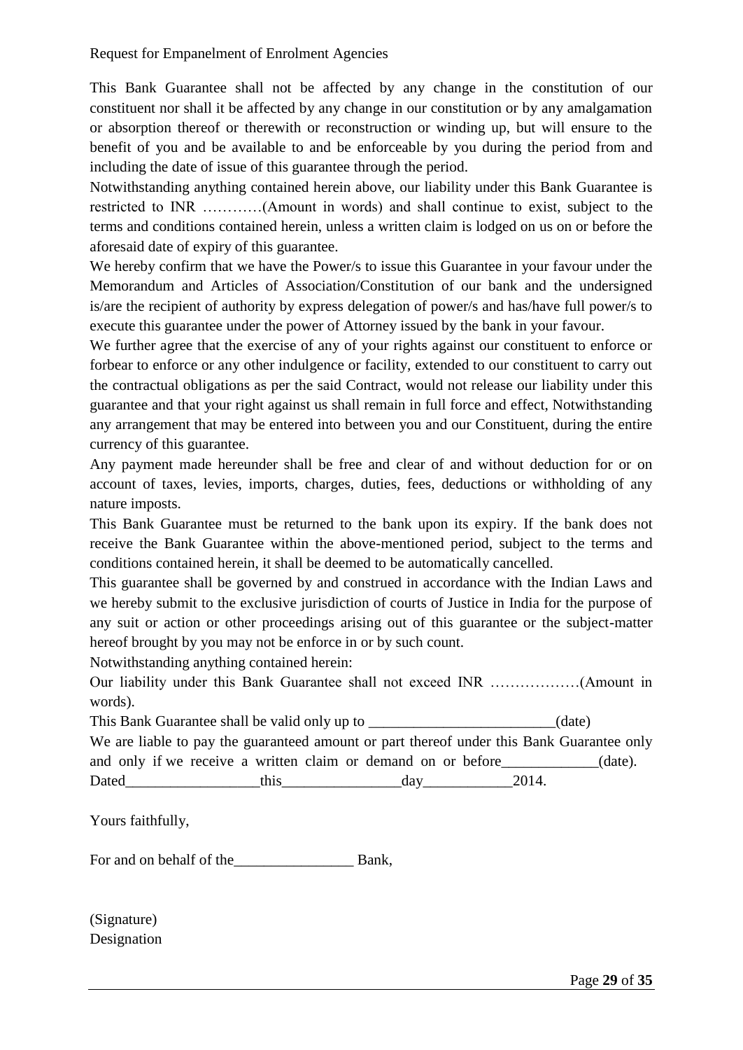This Bank Guarantee shall not be affected by any change in the constitution of our constituent nor shall it be affected by any change in our constitution or by any amalgamation or absorption thereof or therewith or reconstruction or winding up, but will ensure to the benefit of you and be available to and be enforceable by you during the period from and including the date of issue of this guarantee through the period.

Notwithstanding anything contained herein above, our liability under this Bank Guarantee is restricted to INR …………(Amount in words) and shall continue to exist, subject to the terms and conditions contained herein, unless a written claim is lodged on us on or before the aforesaid date of expiry of this guarantee.

We hereby confirm that we have the Power/s to issue this Guarantee in your favour under the Memorandum and Articles of Association/Constitution of our bank and the undersigned is/are the recipient of authority by express delegation of power/s and has/have full power/s to execute this guarantee under the power of Attorney issued by the bank in your favour.

We further agree that the exercise of any of your rights against our constituent to enforce or forbear to enforce or any other indulgence or facility, extended to our constituent to carry out the contractual obligations as per the said Contract, would not release our liability under this guarantee and that your right against us shall remain in full force and effect, Notwithstanding any arrangement that may be entered into between you and our Constituent, during the entire currency of this guarantee.

Any payment made hereunder shall be free and clear of and without deduction for or on account of taxes, levies, imports, charges, duties, fees, deductions or withholding of any nature imposts.

This Bank Guarantee must be returned to the bank upon its expiry. If the bank does not receive the Bank Guarantee within the above-mentioned period, subject to the terms and conditions contained herein, it shall be deemed to be automatically cancelled.

This guarantee shall be governed by and construed in accordance with the Indian Laws and we hereby submit to the exclusive jurisdiction of courts of Justice in India for the purpose of any suit or action or other proceedings arising out of this guarantee or the subject-matter hereof brought by you may not be enforce in or by such count.

Notwithstanding anything contained herein:

Our liability under this Bank Guarantee shall not exceed INR ………………(Amount in words).

This Bank Guarantee shall be valid only up to _________________________(date)

We are liable to pay the guaranteed amount or part thereof under this Bank Guarantee only and only if we receive a written claim or demand on or before_____________(date).

Dated__________________this________________day____________2014.

Yours faithfully,

For and on behalf of the________________ Bank,

(Signature)
Designation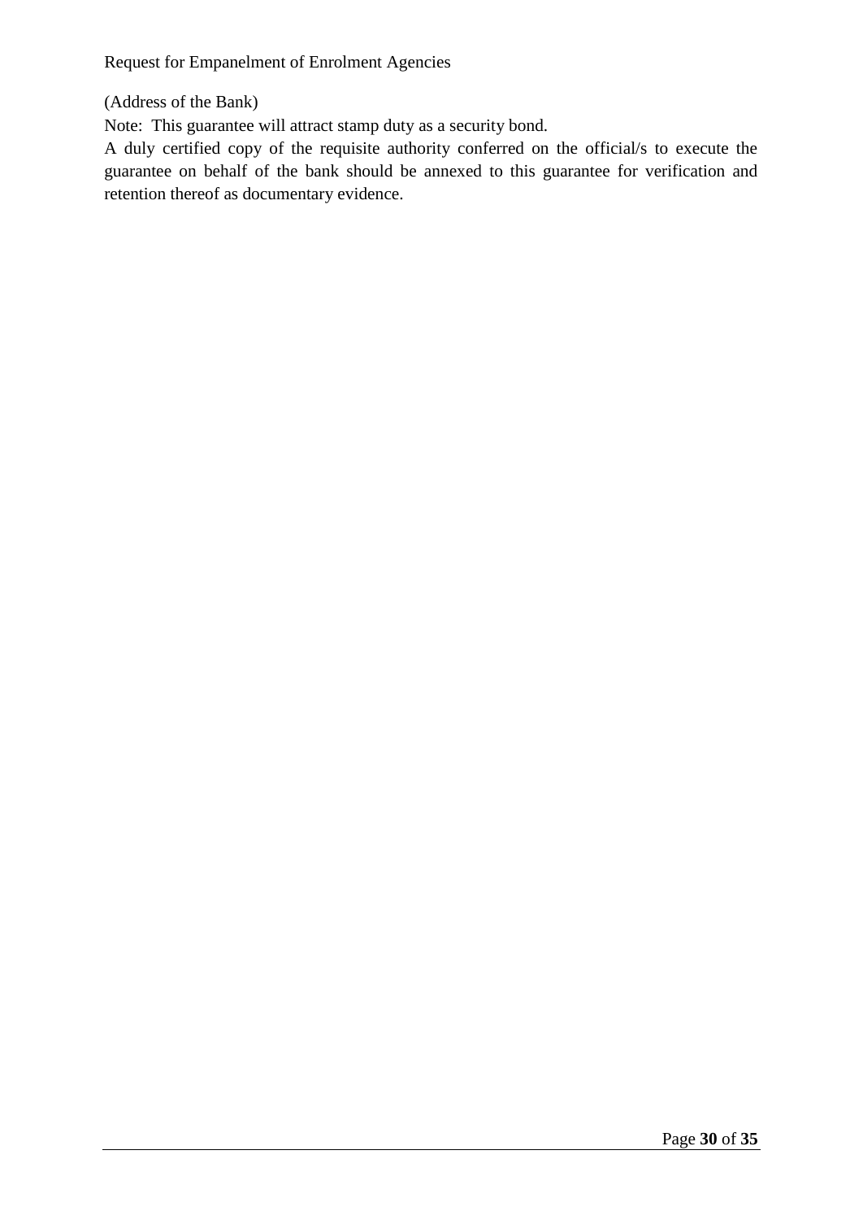(Address of the Bank)

Note: This guarantee will attract stamp duty as a security bond.

A duly certified copy of the requisite authority conferred on the official/s to execute the guarantee on behalf of the bank should be annexed to this guarantee for verification and retention thereof as documentary evidence.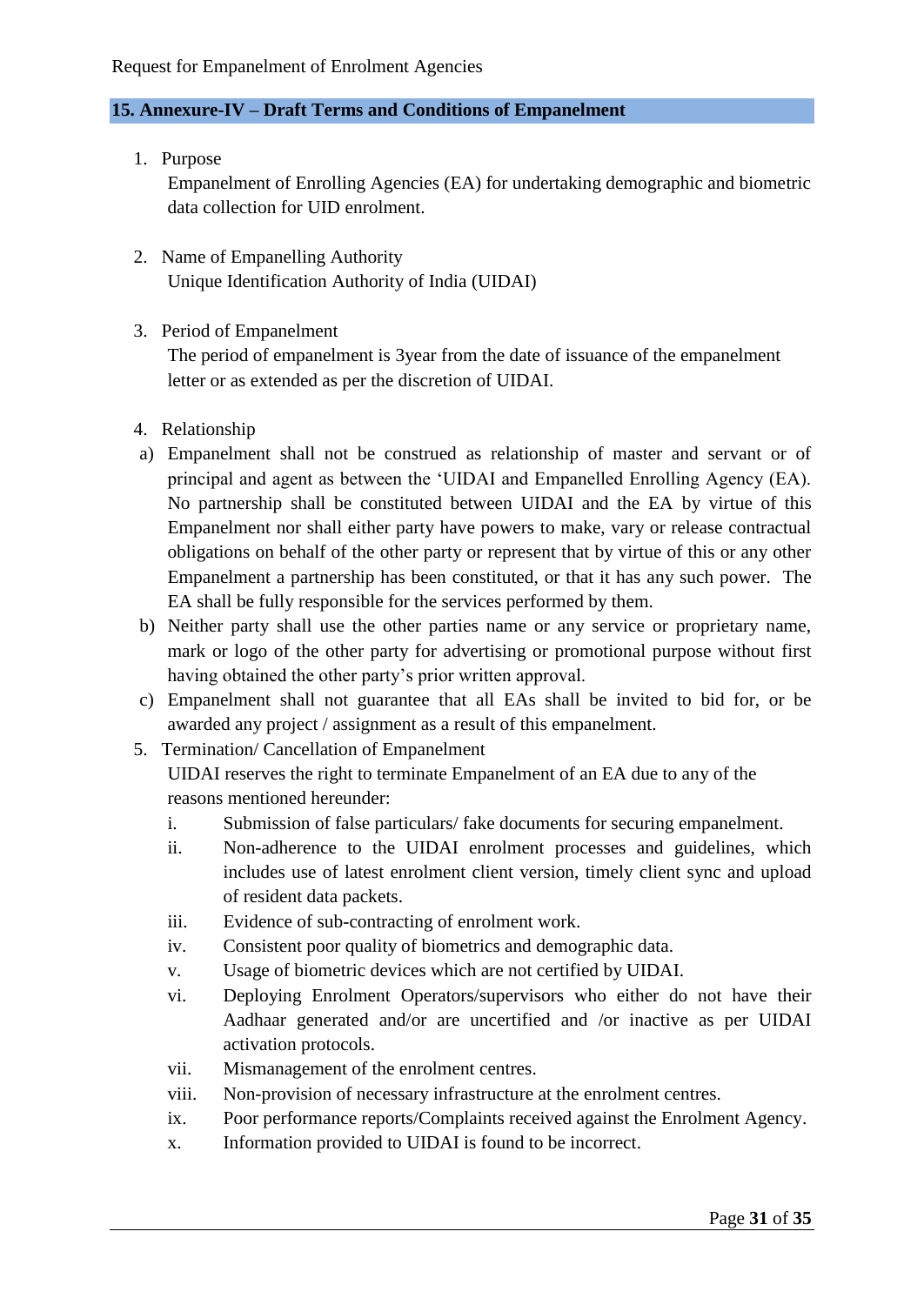## 15. Annexure-IV – Draft Terms and Conditions of Empanelment

1. Purpose

   Empanelment of Enrolling Agencies (EA) for undertaking demographic and biometric data collection for UID enrolment.

2. Name of Empanelling Authority

   Unique Identification Authority of India (UIDAI)

3. Period of Empanelment

   The period of empanelment is 3year from the date of issuance of the empanelment letter or as extended as per the discretion of UIDAI.

4. Relationship

   a) Empanelment shall not be construed as relationship of master and servant or of principal and agent as between the 'UIDAI and Empanelled Enrolling Agency (EA). No partnership shall be constituted between UIDAI and the EA by virtue of this Empanelment nor shall either party have powers to make, vary or release contractual obligations on behalf of the other party or represent that by virtue of this or any other Empanelment a partnership has been constituted, or that it has any such power. The EA shall be fully responsible for the services performed by them.

   b) Neither party shall use the other parties name or any service or proprietary name, mark or logo of the other party for advertising or promotional purpose without first having obtained the other party's prior written approval.

   c) Empanelment shall not guarantee that all EAs shall be invited to bid for, or be awarded any project / assignment as a result of this empanelment.

5. Termination/ Cancellation of Empanelment

   UIDAI reserves the right to terminate Empanelment of an EA due to any of the reasons mentioned hereunder:

   i. Submission of false particulars/ fake documents for securing empanelment.
   ii. Non-adherence to the UIDAI enrolment processes and guidelines, which includes use of latest enrolment client version, timely client sync and upload of resident data packets.
   iii. Evidence of sub-contracting of enrolment work.
   iv. Consistent poor quality of biometrics and demographic data.
   v. Usage of biometric devices which are not certified by UIDAI.
   vi. Deploying Enrolment Operators/supervisors who either do not have their Aadhaar generated and/or are uncertified and /or inactive as per UIDAI activation protocols.
   vii. Mismanagement of the enrolment centres.
   viii. Non-provision of necessary infrastructure at the enrolment centres.
   ix. Poor performance reports/Complaints received against the Enrolment Agency.
   x. Information provided to UIDAI is found to be incorrect.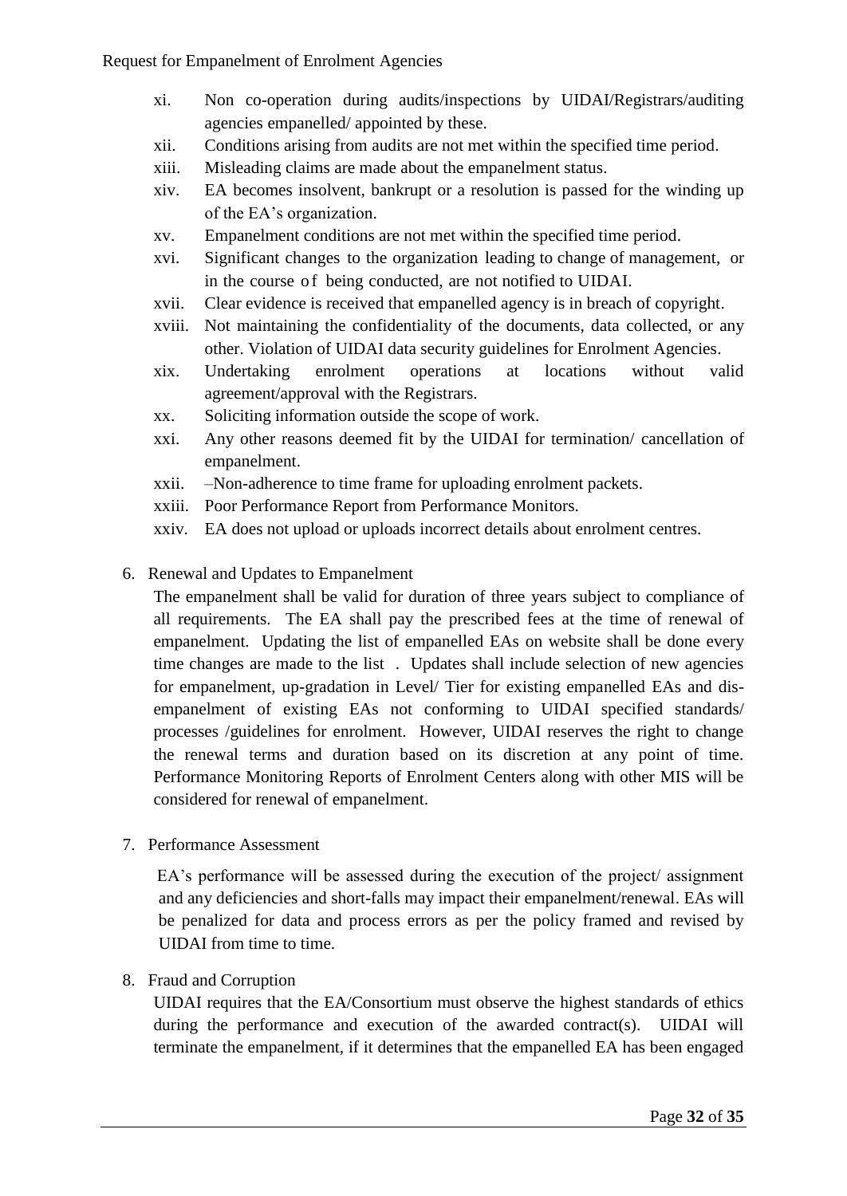xi. Non co-operation during audits/inspections by UIDAI/Registrars/auditing agencies empanelled/ appointed by these.

xii. Conditions arising from audits are not met within the specified time period.

xiii. Misleading claims are made about the empanelment status.

xiv. EA becomes insolvent, bankrupt or a resolution is passed for the winding up of the EA's organization.

xv. Empanelment conditions are not met within the specified time period.

xvi. Significant changes to the organization leading to change of management, or in the course of being conducted, are not notified to UIDAI.

xvii. Clear evidence is received that empanelled agency is in breach of copyright.

xviii. Not maintaining the confidentiality of the documents, data collected, or any other. Violation of UIDAI data security guidelines for Enrolment Agencies.

xix. Undertaking enrolment operations at locations without valid agreement/approval with the Registrars.

xx. Soliciting information outside the scope of work.

xxi. Any other reasons deemed fit by the UIDAI for termination/ cancellation of empanelment.

xxii. –Non-adherence to time frame for uploading enrolment packets.

xxiii. Poor Performance Report from Performance Monitors.

xxiv. EA does not upload or uploads incorrect details about enrolment centres.

6. Renewal and Updates to Empanelment

The empanelment shall be valid for duration of three years subject to compliance of all requirements. The EA shall pay the prescribed fees at the time of renewal of empanelment. Updating the list of empanelled EAs on website shall be done every time changes are made to the list . Updates shall include selection of new agencies for empanelment, up-gradation in Level/ Tier for existing empanelled EAs and dis-empanelment of existing EAs not conforming to UIDAI specified standards/ processes /guidelines for enrolment. However, UIDAI reserves the right to change the renewal terms and duration based on its discretion at any point of time. Performance Monitoring Reports of Enrolment Centers along with other MIS will be considered for renewal of empanelment.

7. Performance Assessment

EA's performance will be assessed during the execution of the project/ assignment and any deficiencies and short-falls may impact their empanelment/renewal. EAs will be penalized for data and process errors as per the policy framed and revised by UIDAI from time to time.

8. Fraud and Corruption

UIDAI requires that the EA/Consortium must observe the highest standards of ethics during the performance and execution of the awarded contract(s). UIDAI will terminate the empanelment, if it determines that the empanelled EA has been engaged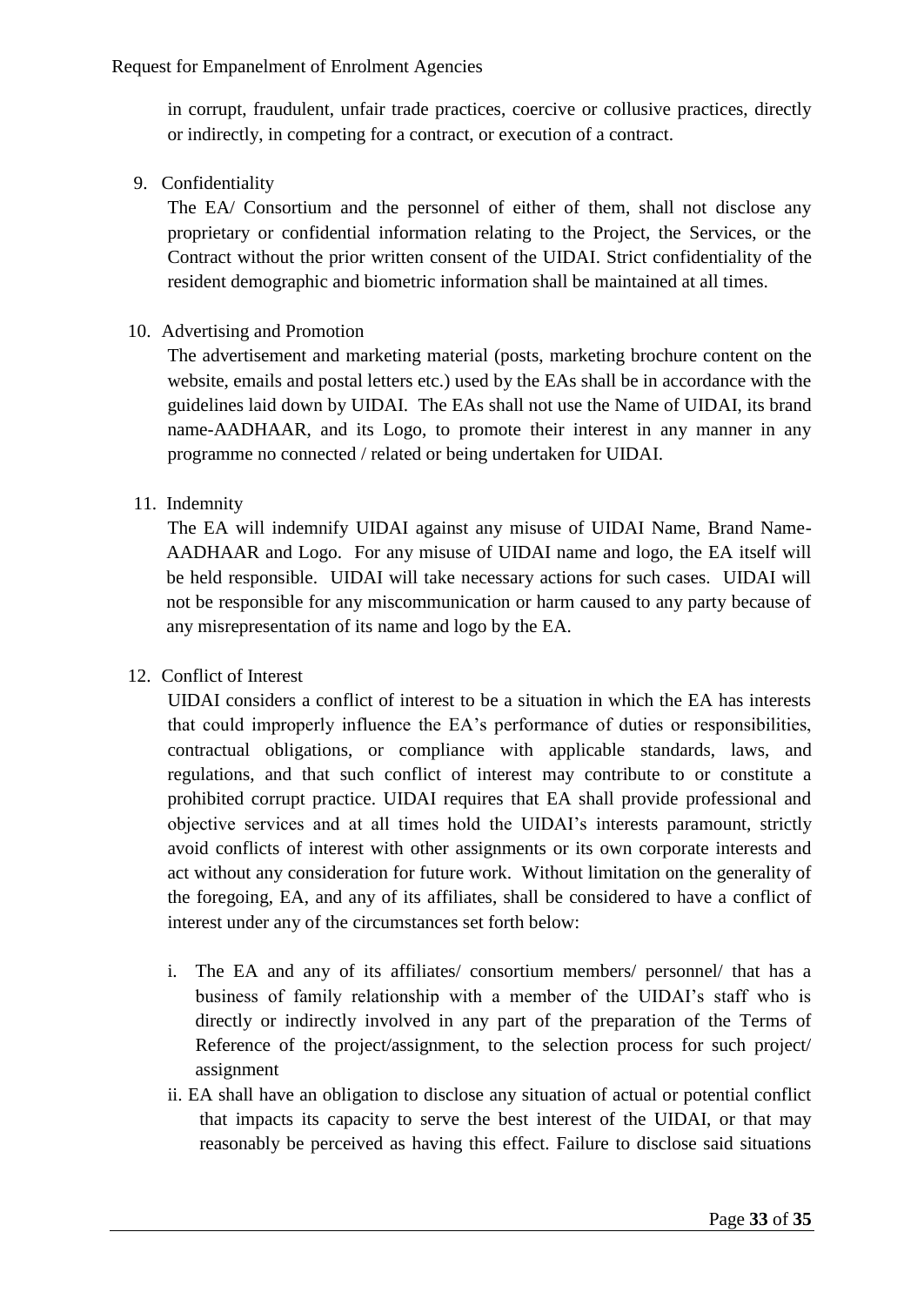in corrupt, fraudulent, unfair trade practices, coercive or collusive practices, directly or indirectly, in competing for a contract, or execution of a contract.

9. Confidentiality

   The EA/ Consortium and the personnel of either of them, shall not disclose any proprietary or confidential information relating to the Project, the Services, or the Contract without the prior written consent of the UIDAI. Strict confidentiality of the resident demographic and biometric information shall be maintained at all times.

10. Advertising and Promotion

    The advertisement and marketing material (posts, marketing brochure content on the website, emails and postal letters etc.) used by the EAs shall be in accordance with the guidelines laid down by UIDAI. The EAs shall not use the Name of UIDAI, its brand name-AADHAAR, and its Logo, to promote their interest in any manner in any programme no connected / related or being undertaken for UIDAI.

11. Indemnity

    The EA will indemnify UIDAI against any misuse of UIDAI Name, Brand Name-AADHAAR and Logo. For any misuse of UIDAI name and logo, the EA itself will be held responsible. UIDAI will take necessary actions for such cases. UIDAI will not be responsible for any miscommunication or harm caused to any party because of any misrepresentation of its name and logo by the EA.

12. Conflict of Interest

    UIDAI considers a conflict of interest to be a situation in which the EA has interests that could improperly influence the EA's performance of duties or responsibilities, contractual obligations, or compliance with applicable standards, laws, and regulations, and that such conflict of interest may contribute to or constitute a prohibited corrupt practice. UIDAI requires that EA shall provide professional and objective services and at all times hold the UIDAI's interests paramount, strictly avoid conflicts of interest with other assignments or its own corporate interests and act without any consideration for future work. Without limitation on the generality of the foregoing, EA, and any of its affiliates, shall be considered to have a conflict of interest under any of the circumstances set forth below:

    i. The EA and any of its affiliates/ consortium members/ personnel/ that has a business of family relationship with a member of the UIDAI's staff who is directly or indirectly involved in any part of the preparation of the Terms of Reference of the project/assignment, to the selection process for such project/ assignment

    ii. EA shall have an obligation to disclose any situation of actual or potential conflict that impacts its capacity to serve the best interest of the UIDAI, or that may reasonably be perceived as having this effect. Failure to disclose said situations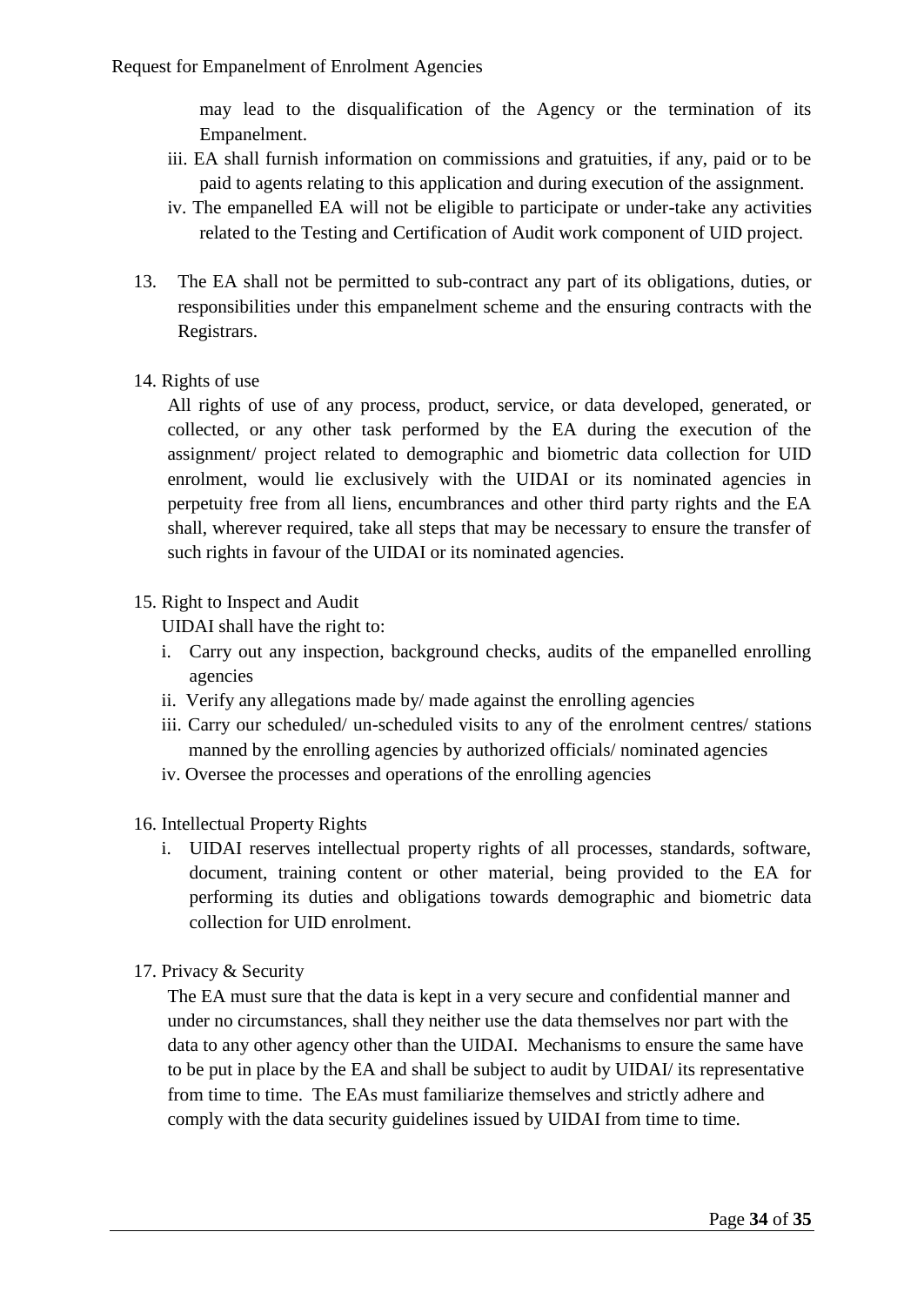may lead to the disqualification of the Agency or the termination of its Empanelment.

iii. EA shall furnish information on commissions and gratuities, if any, paid or to be paid to agents relating to this application and during execution of the assignment.

iv. The empanelled EA will not be eligible to participate or under-take any activities related to the Testing and Certification of Audit work component of UID project.

13. The EA shall not be permitted to sub-contract any part of its obligations, duties, or responsibilities under this empanelment scheme and the ensuring contracts with the Registrars.

14. Rights of use

All rights of use of any process, product, service, or data developed, generated, or collected, or any other task performed by the EA during the execution of the assignment/ project related to demographic and biometric data collection for UID enrolment, would lie exclusively with the UIDAI or its nominated agencies in perpetuity free from all liens, encumbrances and other third party rights and the EA shall, wherever required, take all steps that may be necessary to ensure the transfer of such rights in favour of the UIDAI or its nominated agencies.

15. Right to Inspect and Audit

UIDAI shall have the right to:

i. Carry out any inspection, background checks, audits of the empanelled enrolling agencies

ii. Verify any allegations made by/ made against the enrolling agencies

iii. Carry our scheduled/ un-scheduled visits to any of the enrolment centres/ stations manned by the enrolling agencies by authorized officials/ nominated agencies

iv. Oversee the processes and operations of the enrolling agencies

16. Intellectual Property Rights

i. UIDAI reserves intellectual property rights of all processes, standards, software, document, training content or other material, being provided to the EA for performing its duties and obligations towards demographic and biometric data collection for UID enrolment.

17. Privacy & Security

The EA must sure that the data is kept in a very secure and confidential manner and under no circumstances, shall they neither use the data themselves nor part with the data to any other agency other than the UIDAI. Mechanisms to ensure the same have to be put in place by the EA and shall be subject to audit by UIDAI/ its representative from time to time. The EAs must familiarize themselves and strictly adhere and comply with the data security guidelines issued by UIDAI from time to time.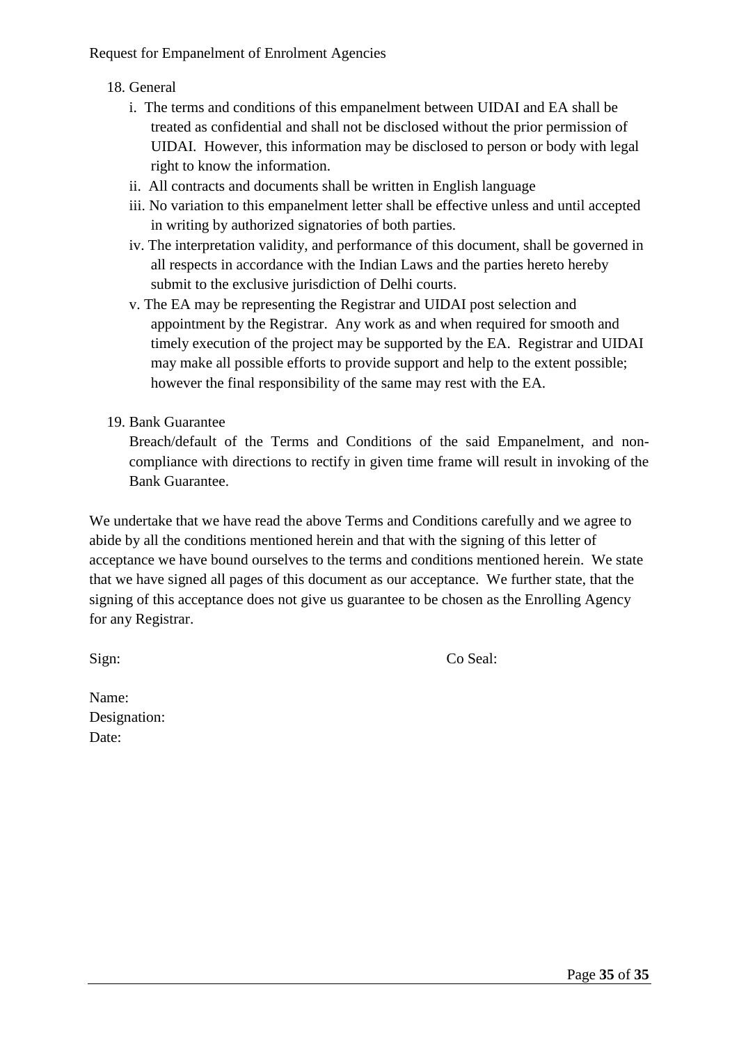18. General
    i. The terms and conditions of this empanelment between UIDAI and EA shall be treated as confidential and shall not be disclosed without the prior permission of UIDAI. However, this information may be disclosed to person or body with legal right to know the information.
    ii. All contracts and documents shall be written in English language
    iii. No variation to this empanelment letter shall be effective unless and until accepted in writing by authorized signatories of both parties.
    iv. The interpretation validity, and performance of this document, shall be governed in all respects in accordance with the Indian Laws and the parties hereto hereby submit to the exclusive jurisdiction of Delhi courts.
    v. The EA may be representing the Registrar and UIDAI post selection and appointment by the Registrar. Any work as and when required for smooth and timely execution of the project may be supported by the EA. Registrar and UIDAI may make all possible efforts to provide support and help to the extent possible; however the final responsibility of the same may rest with the EA.

19. Bank Guarantee

    Breach/default of the Terms and Conditions of the said Empanelment, and non-compliance with directions to rectify in given time frame will result in invoking of the Bank Guarantee.

We undertake that we have read the above Terms and Conditions carefully and we agree to abide by all the conditions mentioned herein and that with the signing of this letter of acceptance we have bound ourselves to the terms and conditions mentioned herein. We state that we have signed all pages of this document as our acceptance. We further state, that the signing of this acceptance does not give us guarantee to be chosen as the Enrolling Agency for any Registrar.

Sign: Co Seal:

Name:
Designation:
Date: